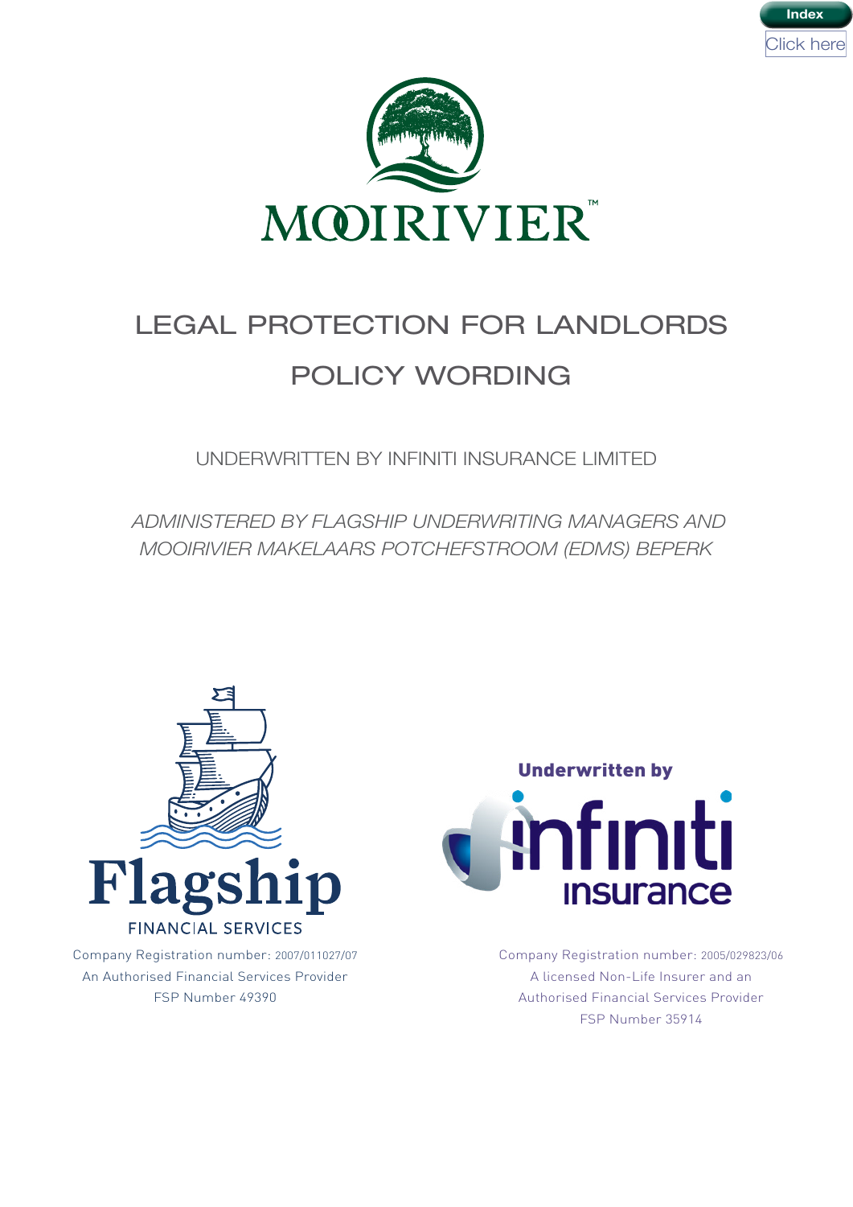Index

Click here

MOOIRIVIER™

# LEGAL PROTECTION FOR LANDLORDS

# POLICY WORDING

UNDERWRITTEN BY INFINITI INSURANCE LIMITED

*ADMINISTERED BY FLAGSHIP UNDERWRITING MANAGERS AND MOOIRIVIER MAKELAARS POTCHEFSTROOM (EDMS) BEPERK*

Flagship

FINANCIAL SERVICES

Company Registration number: 2007/011027/07

An Authorised Financial Services Provider

FSP Number 49390

Underwritten by

infiniti insurance

Company Registration number: 2005/029823/06

A licensed Non-Life Insurer and an Authorised Financial Services Provider

FSP Number 35914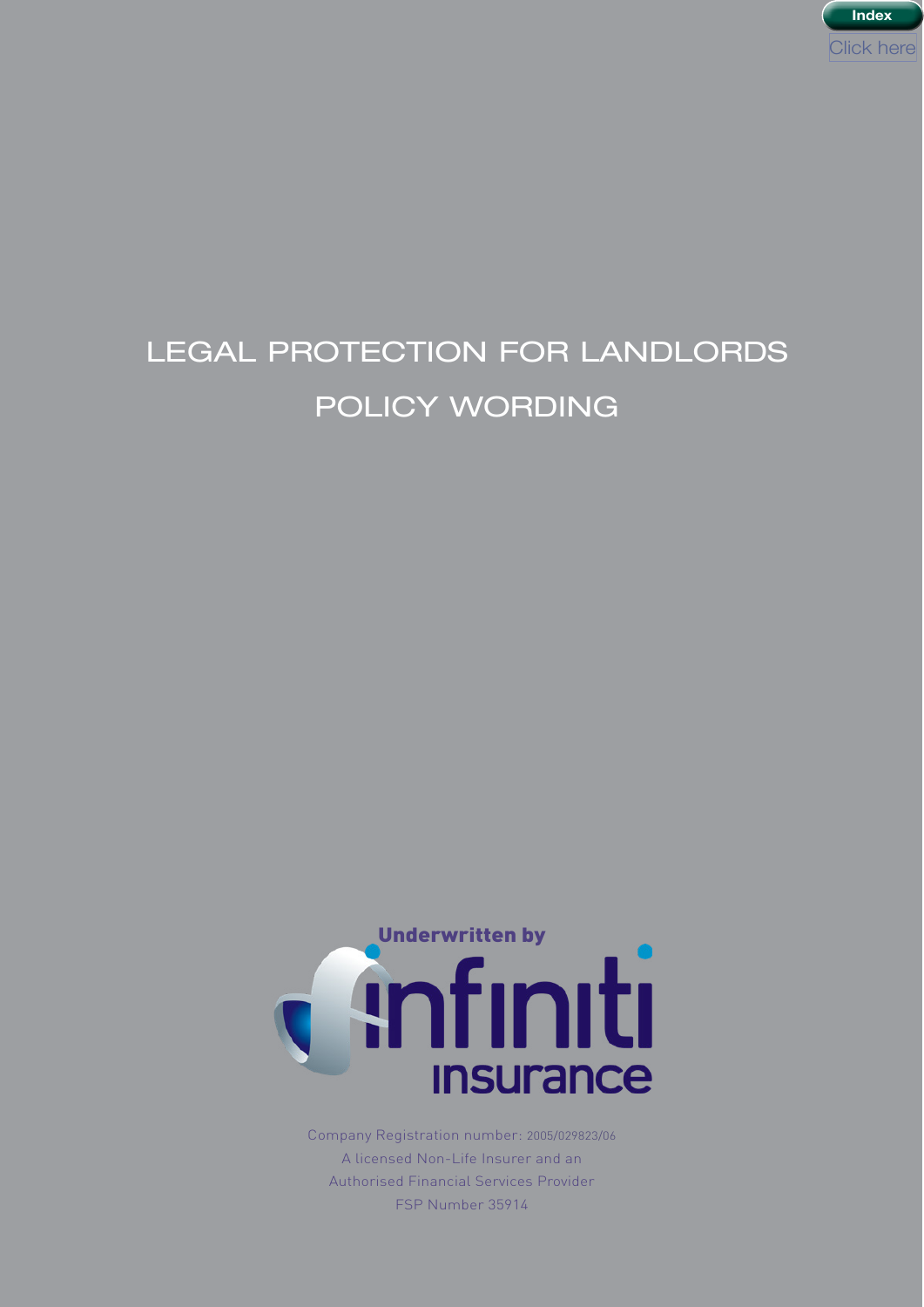Index

Click here

# LEGAL PROTECTION FOR LANDLORDS

# POLICY WORDING

Underwritten by

infiniti insurance

Company Registration number: 2005/029823/06

A licensed Non-Life Insurer and an

Authorised Financial Services Provider

FSP Number 35914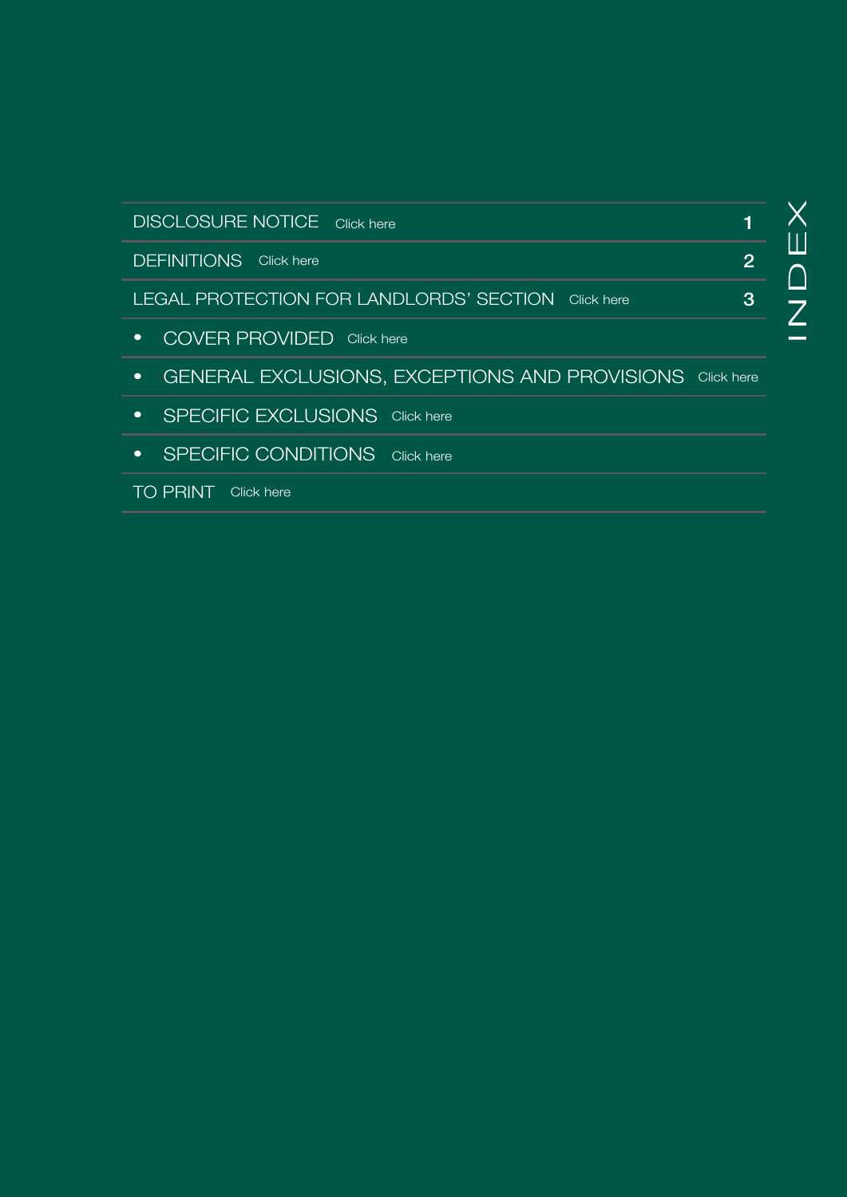# INDEX

| | |
|---|---|
| DISCLOSURE NOTICE Click here | 1 |
| DEFINITIONS Click here | 2 |
| LEGAL PROTECTION FOR LANDLORDS' SECTION Click here | 3 |
| • COVER PROVIDED Click here | |
| • GENERAL EXCLUSIONS, EXCEPTIONS AND PROVISIONS Click here | |
| • SPECIFIC EXCLUSIONS Click here | |
| • SPECIFIC CONDITIONS Click here | |
| TO PRINT Click here | |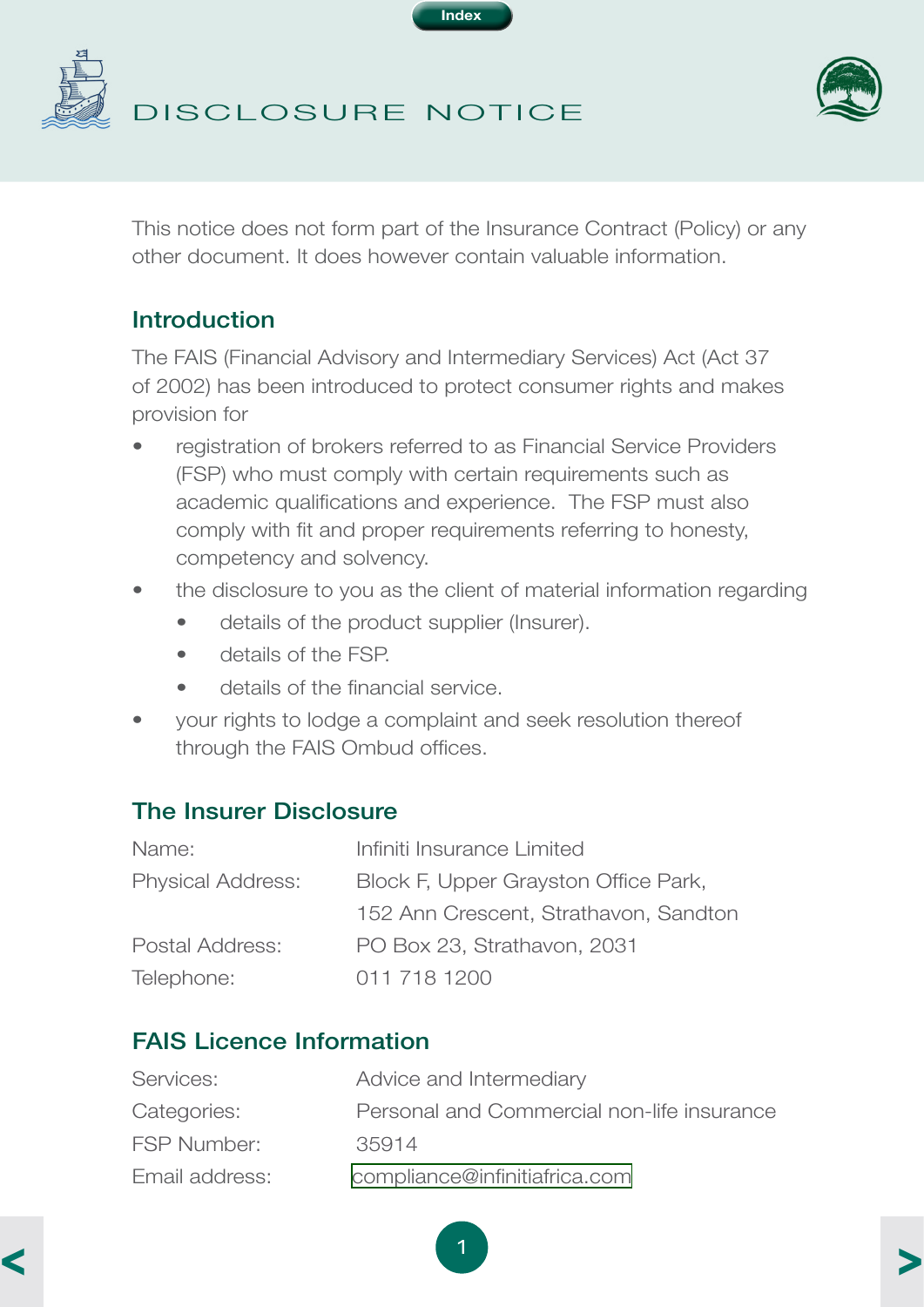# DISCLOSURE NOTICE

This notice does not form part of the Insurance Contract (Policy) or any other document. It does however contain valuable information.

## Introduction

The FAIS (Financial Advisory and Intermediary Services) Act (Act 37 of 2002) has been introduced to protect consumer rights and makes provision for

- registration of brokers referred to as Financial Service Providers (FSP) who must comply with certain requirements such as academic qualifications and experience. The FSP must also comply with fit and proper requirements referring to honesty, competency and solvency.
- the disclosure to you as the client of material information regarding
  - details of the product supplier (Insurer).
  - details of the FSP.
  - details of the financial service.
- your rights to lodge a complaint and seek resolution thereof through the FAIS Ombud offices.

## The Insurer Disclosure

| | |
|---|---|
| Name: | Infiniti Insurance Limited |
| Physical Address: | Block F, Upper Grayston Office Park, 152 Ann Crescent, Strathavon, Sandton |
| Postal Address: | PO Box 23, Strathavon, 2031 |
| Telephone: | 011 718 1200 |

## FAIS Licence Information

| | |
|---|---|
| Services: | Advice and Intermediary |
| Categories: | Personal and Commercial non-life insurance |
| FSP Number: | 35914 |
| Email address: | compliance@infinitiafrica.com |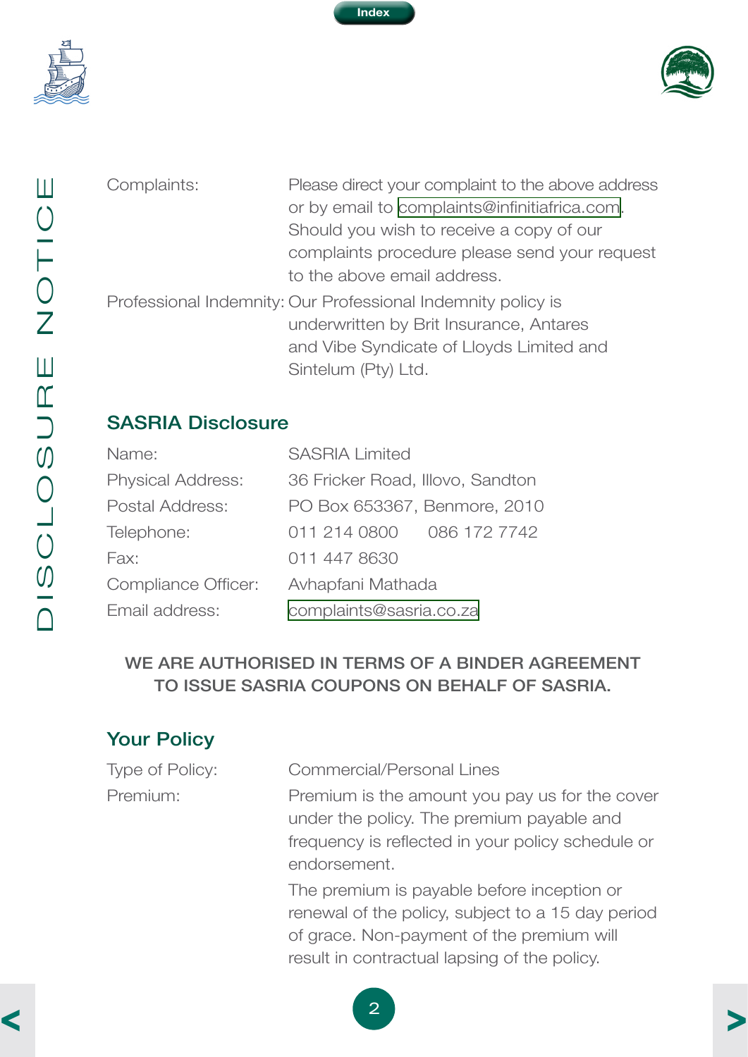| | |
|---|---|
| Complaints: | Please direct your complaint to the above address or by email to complaints@infinitiafrica.com. Should you wish to receive a copy of our complaints procedure please send your request to the above email address. |
| Professional Indemnity: | Our Professional Indemnity policy is underwritten by Brit Insurance, Antares and Vibe Syndicate of Lloyds Limited and Sintelum (Pty) Ltd. |

## SASRIA Disclosure

| | |
|---|---|
| Name: | SASRIA Limited |
| Physical Address: | 36 Fricker Road, Illovo, Sandton |
| Postal Address: | PO Box 653367, Benmore, 2010 |
| Telephone: | 011 214 0800 086 172 7742 |
| Fax: | 011 447 8630 |
| Compliance Officer: | Avhapfani Mathada |
| Email address: | complaints@sasria.co.za |

**WE ARE AUTHORISED IN TERMS OF A BINDER AGREEMENT TO ISSUE SASRIA COUPONS ON BEHALF OF SASRIA.**

## Your Policy

| | |
|---|---|
| Type of Policy: | Commercial/Personal Lines |
| Premium: | Premium is the amount you pay us for the cover under the policy. The premium payable and frequency is reflected in your policy schedule or endorsement. |
| | The premium is payable before inception or renewal of the policy, subject to a 15 day period of grace. Non-payment of the premium will result in contractual lapsing of the policy. |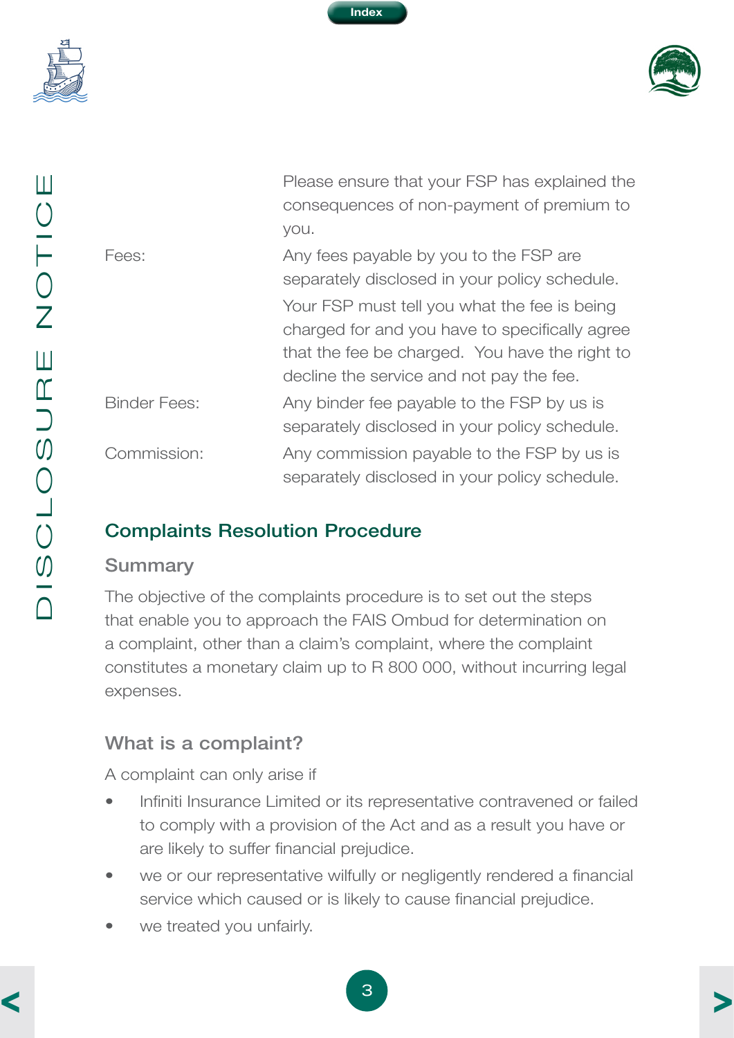| | |
|---|---|
| | Please ensure that your FSP has explained the consequences of non-payment of premium to you. |
| Fees: | Any fees payable by you to the FSP are separately disclosed in your policy schedule. Your FSP must tell you what the fee is being charged for and you have to specifically agree that the fee be charged. You have the right to decline the service and not pay the fee. |
| Binder Fees: | Any binder fee payable to the FSP by us is separately disclosed in your policy schedule. |
| Commission: | Any commission payable to the FSP by us is separately disclosed in your policy schedule. |

## Complaints Resolution Procedure

### Summary

The objective of the complaints procedure is to set out the steps that enable you to approach the FAIS Ombud for determination on a complaint, other than a claim's complaint, where the complaint constitutes a monetary claim up to R 800 000, without incurring legal expenses.

### What is a complaint?

A complaint can only arise if

- Infiniti Insurance Limited or its representative contravened or failed to comply with a provision of the Act and as a result you have or are likely to suffer financial prejudice.
- we or our representative wilfully or negligently rendered a financial service which caused or is likely to cause financial prejudice.
- we treated you unfairly.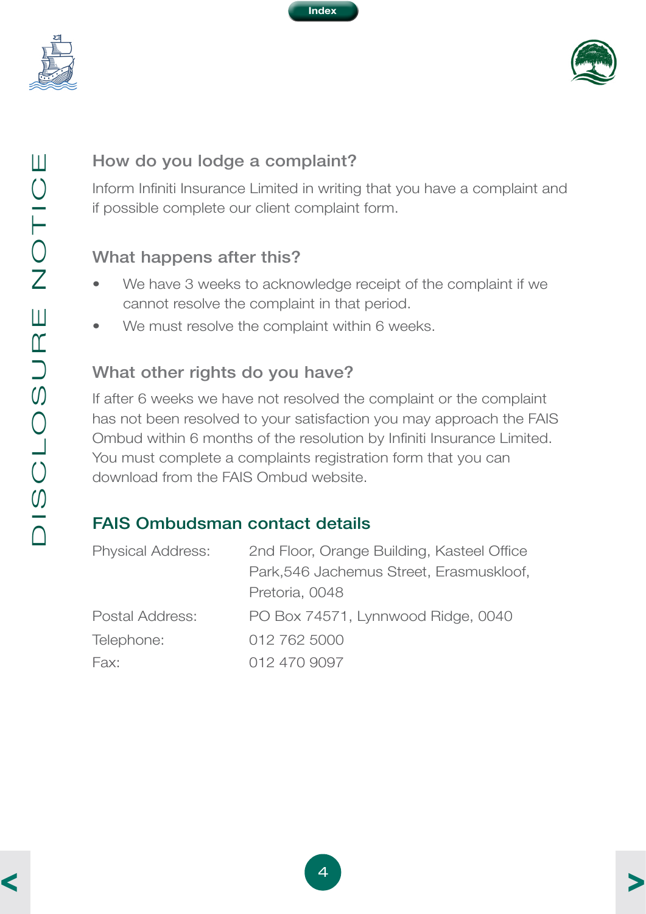## How do you lodge a complaint?

Inform Infiniti Insurance Limited in writing that you have a complaint and if possible complete our client complaint form.

## What happens after this?

- We have 3 weeks to acknowledge receipt of the complaint if we cannot resolve the complaint in that period.
- We must resolve the complaint within 6 weeks.

## What other rights do you have?

If after 6 weeks we have not resolved the complaint or the complaint has not been resolved to your satisfaction you may approach the FAIS Ombud within 6 months of the resolution by Infiniti Insurance Limited. You must complete a complaints registration form that you can download from the FAIS Ombud website.

## FAIS Ombudsman contact details

| | |
|---|---|
| Physical Address: | 2nd Floor, Orange Building, Kasteel Office Park,546 Jachemus Street, Erasmuskloof, Pretoria, 0048 |
| Postal Address: | PO Box 74571, Lynnwood Ridge, 0040 |
| Telephone: | 012 762 5000 |
| Fax: | 012 470 9097 |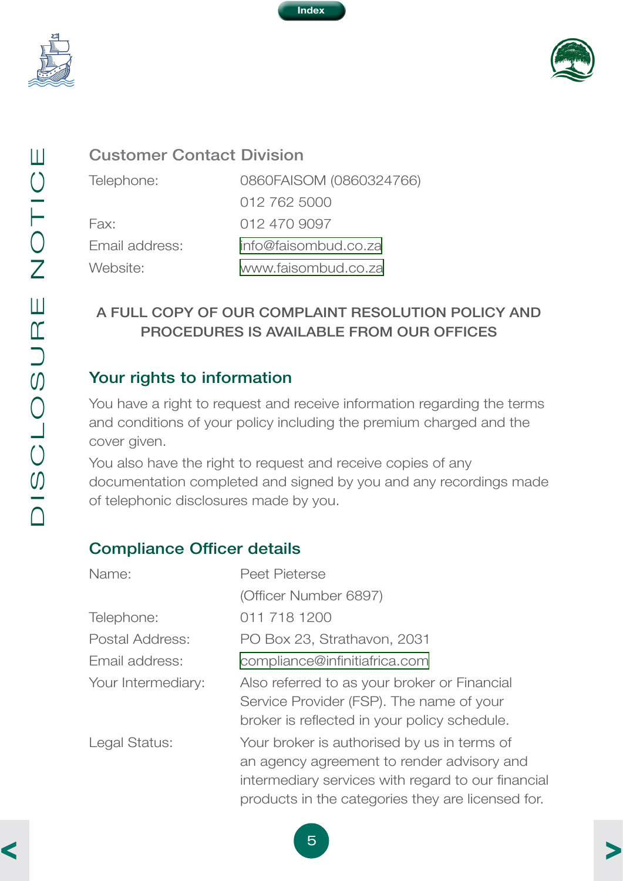### Customer Contact Division

| | |
|---|---|
| Telephone: | 0860FAISOM (0860324766) |
| | 012 762 5000 |
| Fax: | 012 470 9097 |
| Email address: | info@faisombud.co.za |
| Website: | www.faisombud.co.za |

**A FULL COPY OF OUR COMPLAINT RESOLUTION POLICY AND PROCEDURES IS AVAILABLE FROM OUR OFFICES**

## Your rights to information

You have a right to request and receive information regarding the terms and conditions of your policy including the premium charged and the cover given.

You also have the right to request and receive copies of any documentation completed and signed by you and any recordings made of telephonic disclosures made by you.

## Compliance Officer details

| | |
|---|---|
| Name: | Peet Pieterse |
| | (Officer Number 6897) |
| Telephone: | 011 718 1200 |
| Postal Address: | PO Box 23, Strathavon, 2031 |
| Email address: | compliance@infinitiafrica.com |
| Your Intermediary: | Also referred to as your broker or Financial Service Provider (FSP). The name of your broker is reflected in your policy schedule. |
| Legal Status: | Your broker is authorised by us in terms of an agency agreement to render advisory and intermediary services with regard to our financial products in the categories they are licensed for. |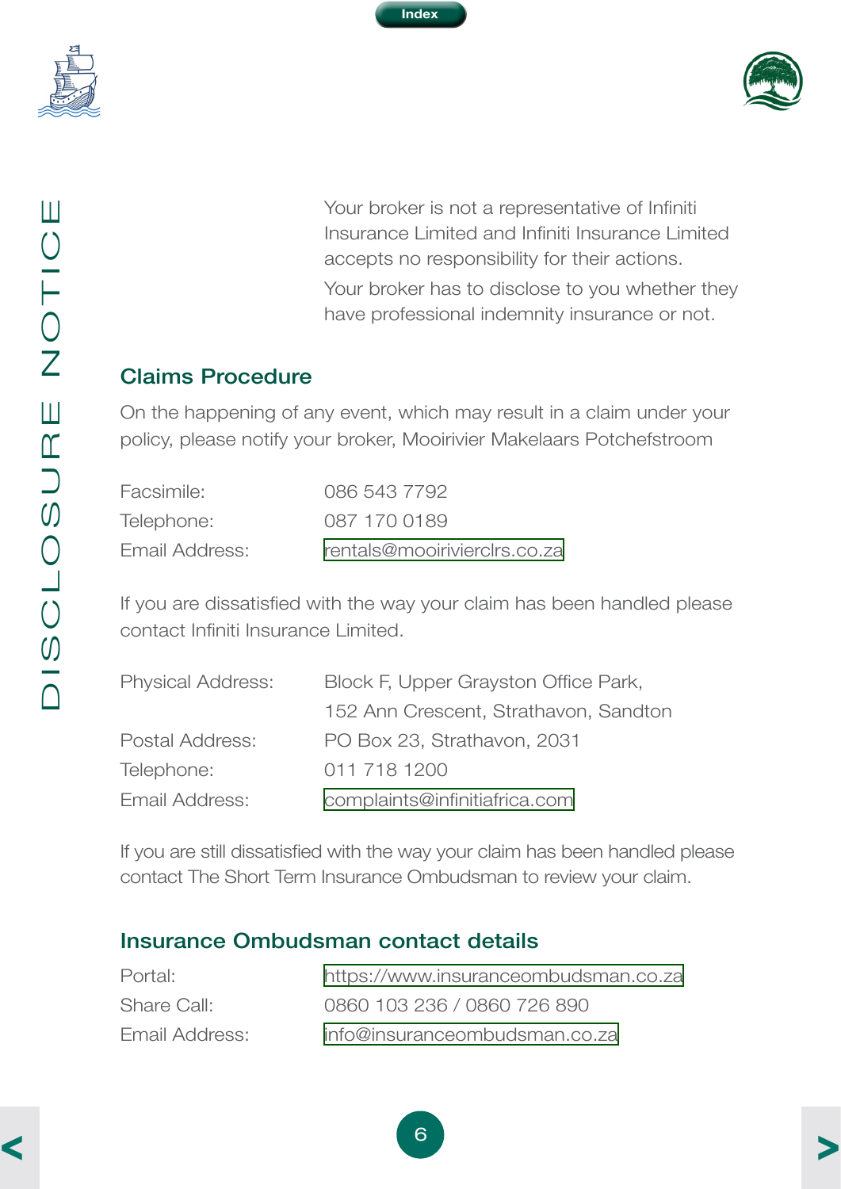Your broker is not a representative of Infiniti Insurance Limited and Infiniti Insurance Limited accepts no responsibility for their actions.

Your broker has to disclose to you whether they have professional indemnity insurance or not.

## Claims Procedure

On the happening of any event, which may result in a claim under your policy, please notify your broker, Mooirivier Makelaars Potchefstroom

| | |
|---|---|
| Facsimile: | 086 543 7792 |
| Telephone: | 087 170 0189 |
| Email Address: | rentals@mooirivierclrs.co.za |

If you are dissatisfied with the way your claim has been handled please contact Infiniti Insurance Limited.

| | |
|---|---|
| Physical Address: | Block F, Upper Grayston Office Park, 152 Ann Crescent, Strathavon, Sandton |
| Postal Address: | PO Box 23, Strathavon, 2031 |
| Telephone: | 011 718 1200 |
| Email Address: | complaints@infinitiafrica.com |

If you are still dissatisfied with the way your claim has been handled please contact The Short Term Insurance Ombudsman to review your claim.

## Insurance Ombudsman contact details

| | |
|---|---|
| Portal: | https://www.insuranceombudsman.co.za |
| Share Call: | 0860 103 236 / 0860 726 890 |
| Email Address: | info@insuranceombudsman.co.za |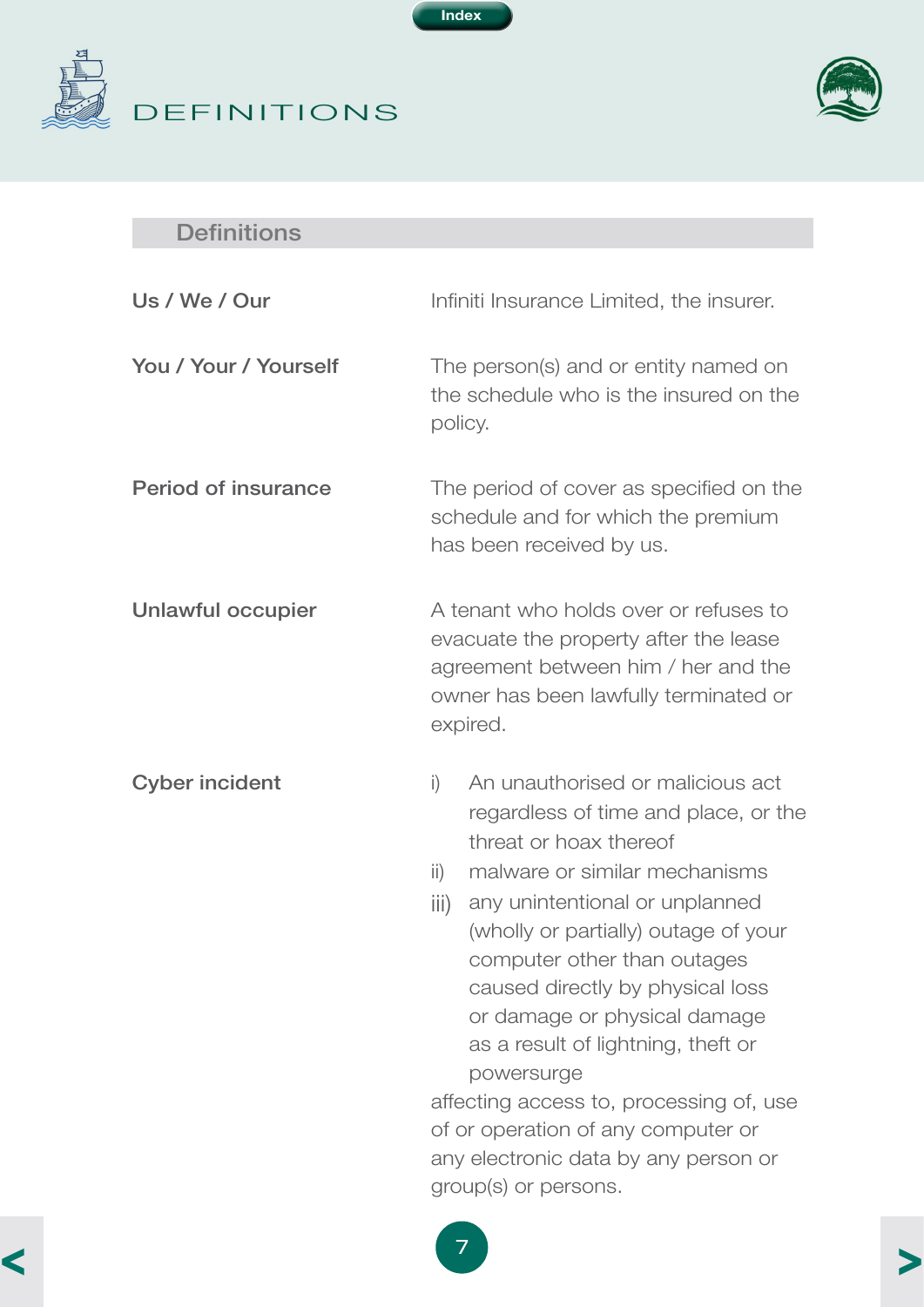# DEFINITIONS

## Definitions

| | |
|---|---|
| **Us / We / Our** | Infiniti Insurance Limited, the insurer. |
| **You / Your / Yourself** | The person(s) and or entity named on the schedule who is the insured on the policy. |
| **Period of insurance** | The period of cover as specified on the schedule and for which the premium has been received by us. |
| **Unlawful occupier** | A tenant who holds over or refuses to evacuate the property after the lease agreement between him / her and the owner has been lawfully terminated or expired. |
| **Cyber incident** | i) An unauthorised or malicious act regardless of time and place, or the threat or hoax thereof<br>ii) malware or similar mechanisms<br>iii) any unintentional or unplanned (wholly or partially) outage of your computer other than outages caused directly by physical loss or damage or physical damage as a result of lightning, theft or powersurge<br>affecting access to, processing of, use of or operation of any computer or any electronic data by any person or group(s) or persons. |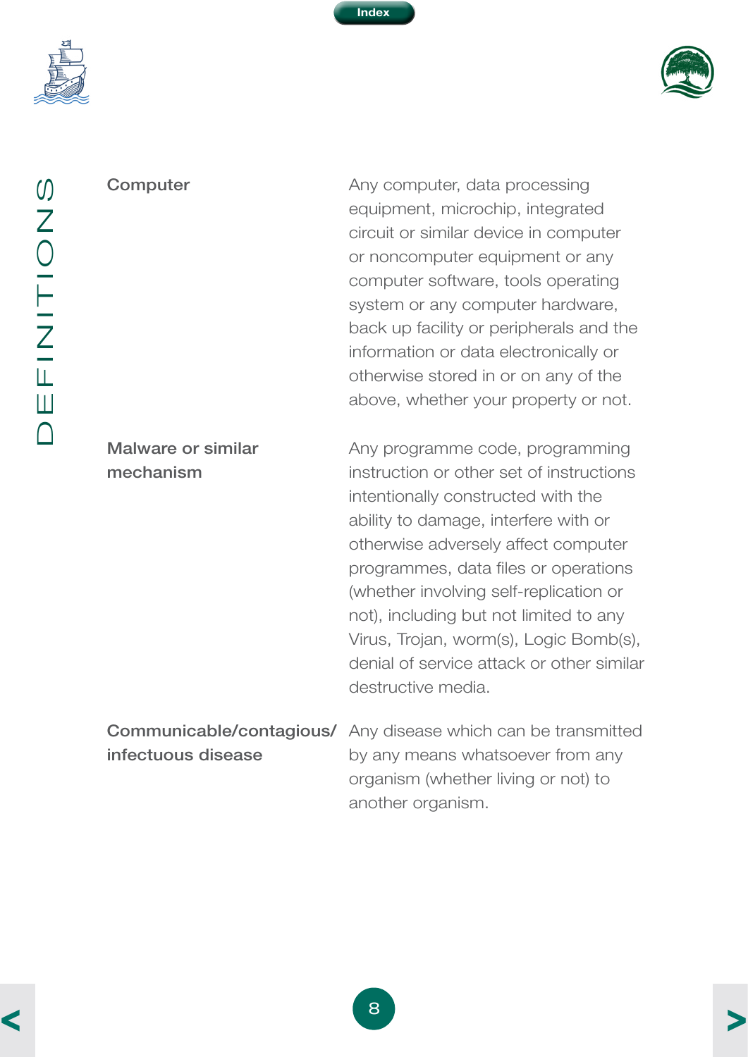# DEFINITIONS

| | |
|---|---|
| **Computer** | Any computer, data processing equipment, microchip, integrated circuit or similar device in computer or noncomputer equipment or any computer software, tools operating system or any computer hardware, back up facility or peripherals and the information or data electronically or otherwise stored in or on any of the above, whether your property or not. |
| **Malware or similar mechanism** | Any programme code, programming instruction or other set of instructions intentionally constructed with the ability to damage, interfere with or otherwise adversely affect computer programmes, data files or operations (whether involving self-replication or not), including but not limited to any Virus, Trojan, worm(s), Logic Bomb(s), denial of service attack or other similar destructive media. |
| **Communicable/contagious/ infectuous disease** | Any disease which can be transmitted by any means whatsoever from any organism (whether living or not) to another organism. |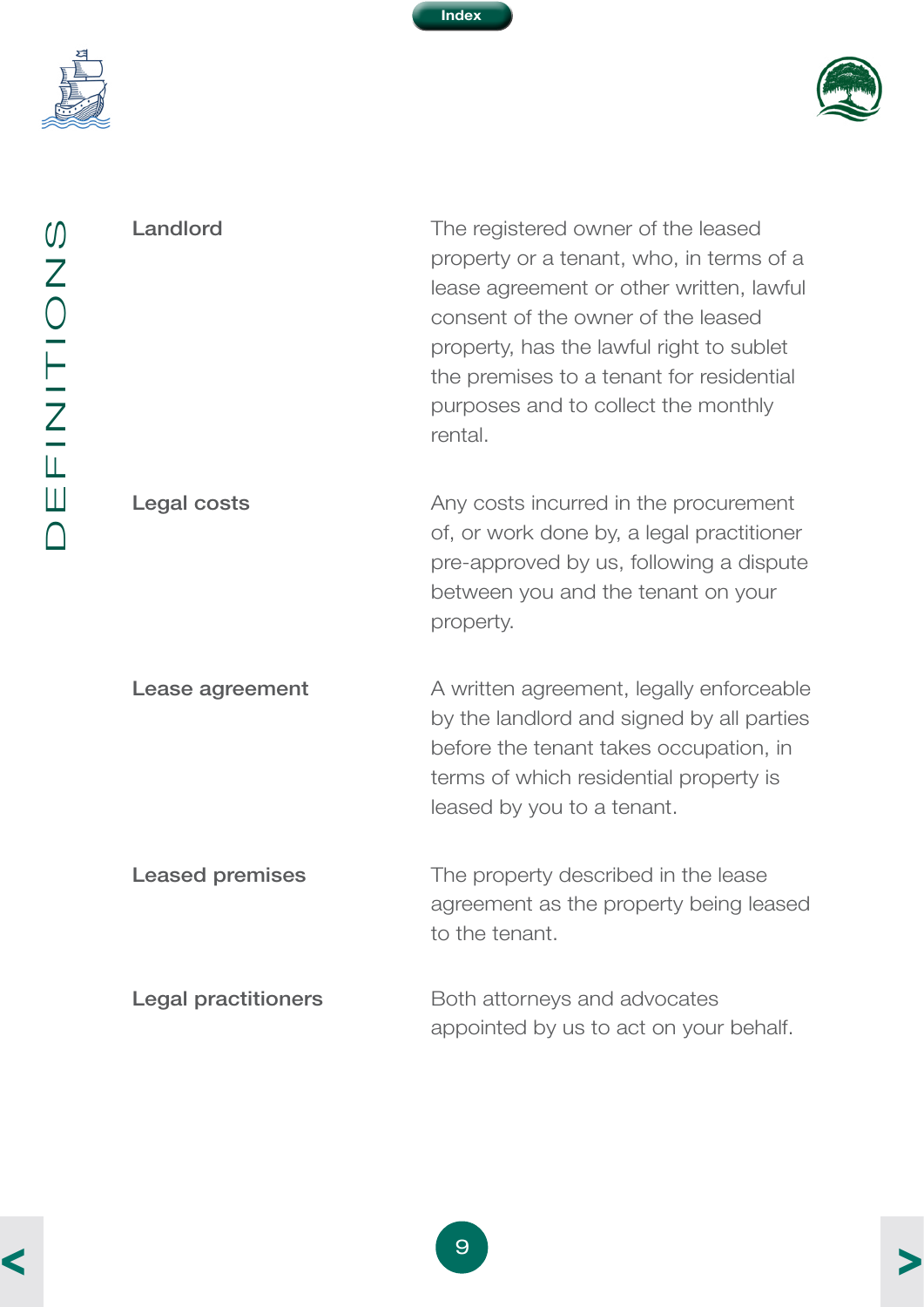# DEFINITIONS

| | |
|---|---|
| **Landlord** | The registered owner of the leased property or a tenant, who, in terms of a lease agreement or other written, lawful consent of the owner of the leased property, has the lawful right to sublet the premises to a tenant for residential purposes and to collect the monthly rental. |
| **Legal costs** | Any costs incurred in the procurement of, or work done by, a legal practitioner pre-approved by us, following a dispute between you and the tenant on your property. |
| **Lease agreement** | A written agreement, legally enforceable by the landlord and signed by all parties before the tenant takes occupation, in terms of which residential property is leased by you to a tenant. |
| **Leased premises** | The property described in the lease agreement as the property being leased to the tenant. |
| **Legal practitioners** | Both attorneys and advocates appointed by us to act on your behalf. |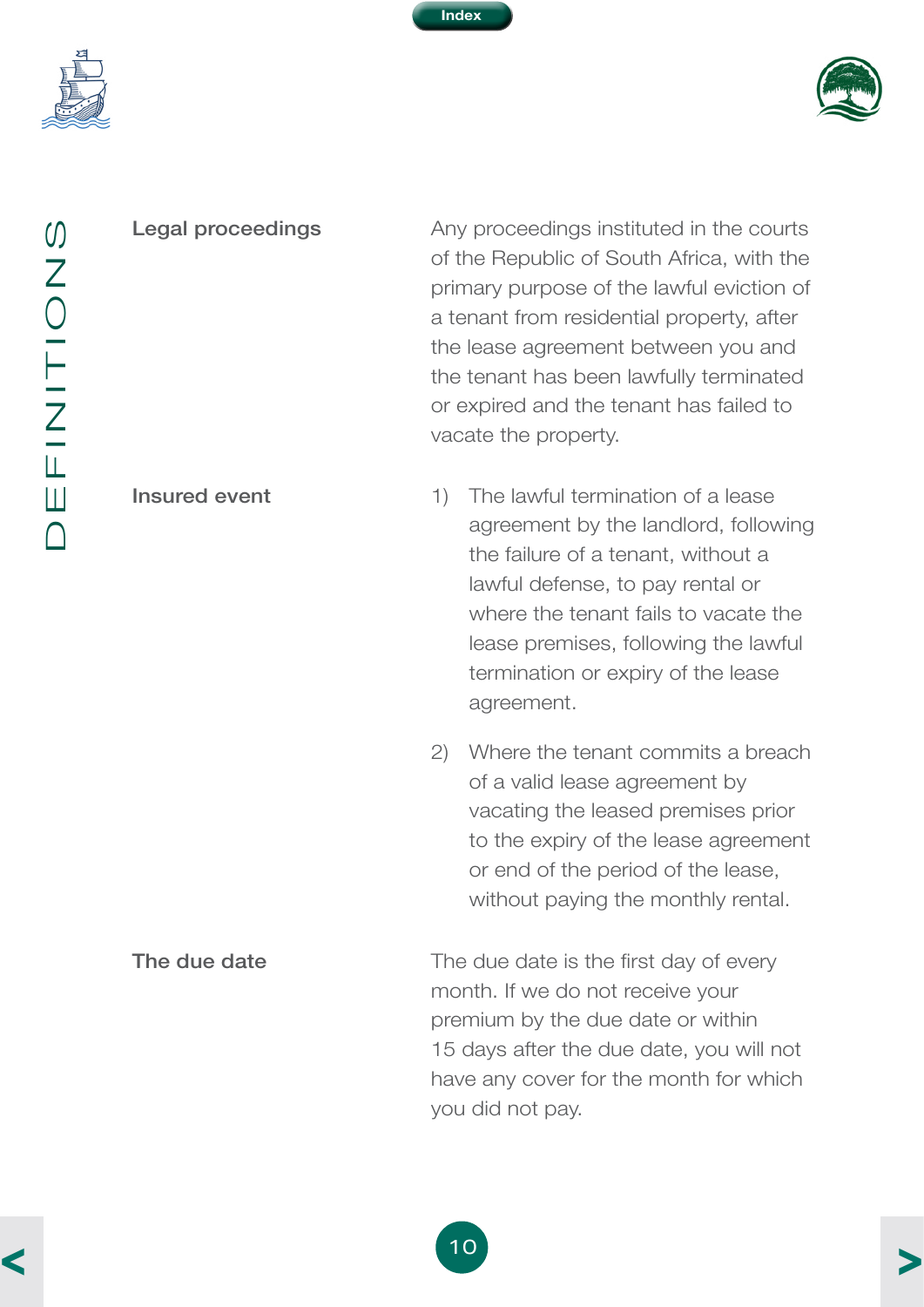# DEFINITIONS

| | |
|---|---|
| **Legal proceedings** | Any proceedings instituted in the courts of the Republic of South Africa, with the primary purpose of the lawful eviction of a tenant from residential property, after the lease agreement between you and the tenant has been lawfully terminated or expired and the tenant has failed to vacate the property. |
| **Insured event** | 1) The lawful termination of a lease agreement by the landlord, following the failure of a tenant, without a lawful defense, to pay rental or where the tenant fails to vacate the lease premises, following the lawful termination or expiry of the lease agreement.<br><br>2) Where the tenant commits a breach of a valid lease agreement by vacating the leased premises prior to the expiry of the lease agreement or end of the period of the lease, without paying the monthly rental. |
| **The due date** | The due date is the first day of every month. If we do not receive your premium by the due date or within 15 days after the due date, you will not have any cover for the month for which you did not pay. |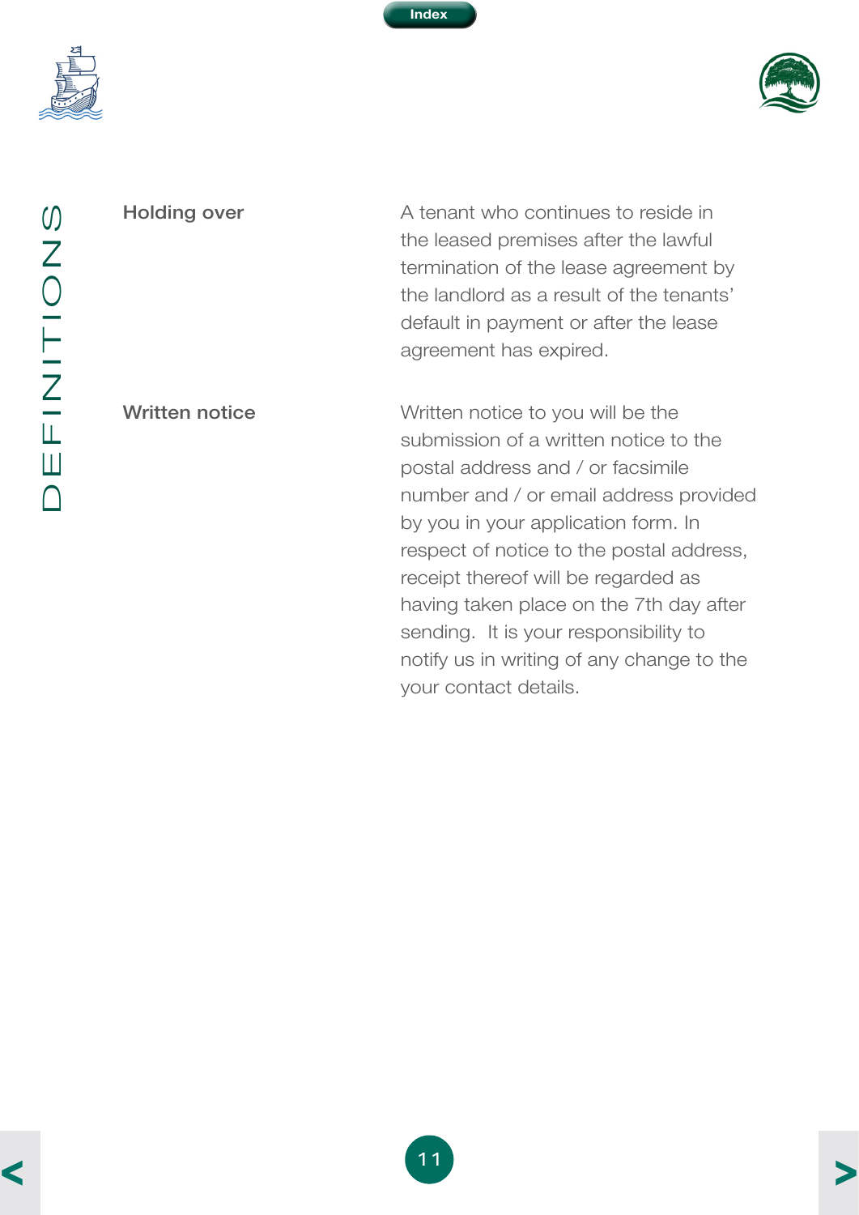# DEFINITIONS

| Term | Definition |
| --- | --- |
| **Holding over** | A tenant who continues to reside in the leased premises after the lawful termination of the lease agreement by the landlord as a result of the tenants' default in payment or after the lease agreement has expired. |
| **Written notice** | Written notice to you will be the submission of a written notice to the postal address and / or facsimile number and / or email address provided by you in your application form. In respect of notice to the postal address, receipt thereof will be regarded as having taken place on the 7th day after sending. It is your responsibility to notify us in writing of any change to the your contact details. |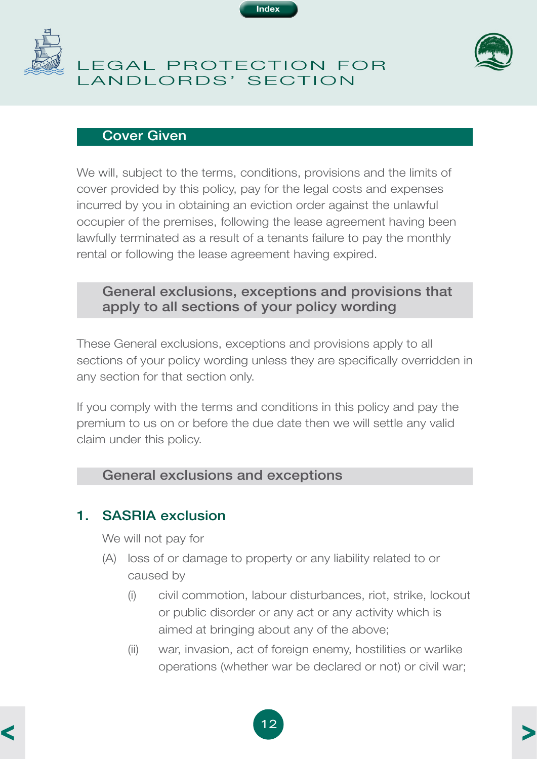# LEGAL PROTECTION FOR LANDLORDS' SECTION

## Cover Given

We will, subject to the terms, conditions, provisions and the limits of cover provided by this policy, pay for the legal costs and expenses incurred by you in obtaining an eviction order against the unlawful occupier of the premises, following the lease agreement having been lawfully terminated as a result of a tenants failure to pay the monthly rental or following the lease agreement having expired.

## General exclusions, exceptions and provisions that apply to all sections of your policy wording

These General exclusions, exceptions and provisions apply to all sections of your policy wording unless they are specifically overridden in any section for that section only.

If you comply with the terms and conditions in this policy and pay the premium to us on or before the due date then we will settle any valid claim under this policy.

## General exclusions and exceptions

### 1. SASRIA exclusion

We will not pay for

(A) loss of or damage to property or any liability related to or caused by

- (i) civil commotion, labour disturbances, riot, strike, lockout or public disorder or any act or any activity which is aimed at bringing about any of the above;
- (ii) war, invasion, act of foreign enemy, hostilities or warlike operations (whether war be declared or not) or civil war;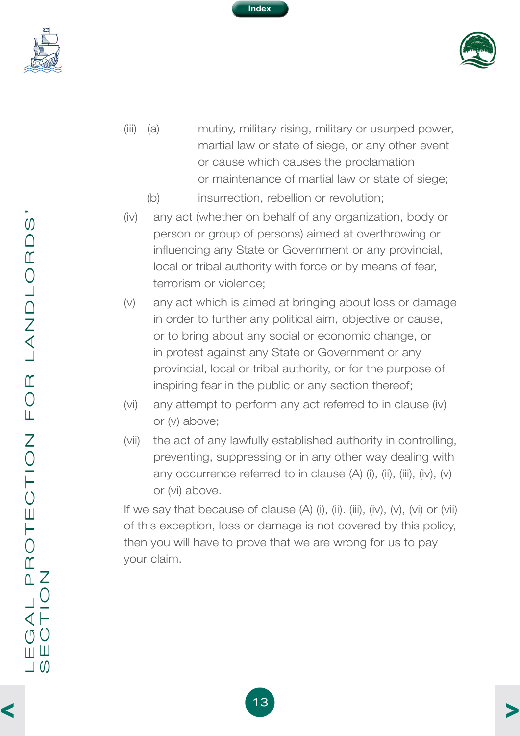(iii) (a) mutiny, military rising, military or usurped power, martial law or state of siege, or any other event or cause which causes the proclamation or maintenance of martial law or state of siege;

(b) insurrection, rebellion or revolution;

(iv) any act (whether on behalf of any organization, body or person or group of persons) aimed at overthrowing or influencing any State or Government or any provincial, local or tribal authority with force or by means of fear, terrorism or violence;

(v) any act which is aimed at bringing about loss or damage in order to further any political aim, objective or cause, or to bring about any social or economic change, or in protest against any State or Government or any provincial, local or tribal authority, or for the purpose of inspiring fear in the public or any section thereof;

(vi) any attempt to perform any act referred to in clause (iv) or (v) above;

(vii) the act of any lawfully established authority in controlling, preventing, suppressing or in any other way dealing with any occurrence referred to in clause (A) (i), (ii), (iii), (iv), (v) or (vi) above.

If we say that because of clause (A) (i), (ii). (iii), (iv), (v), (vi) or (vii) of this exception, loss or damage is not covered by this policy, then you will have to prove that we are wrong for us to pay your claim.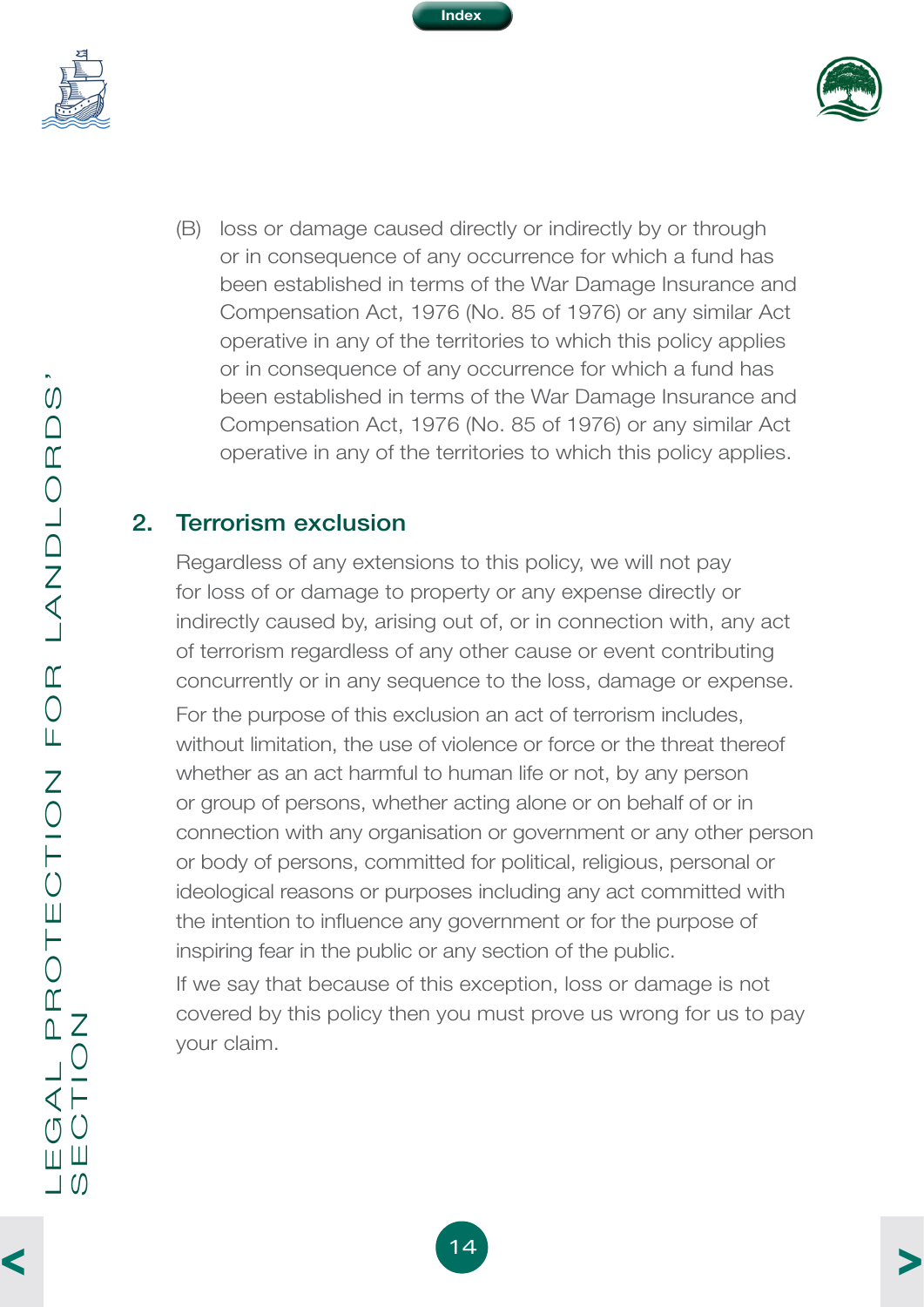(B) loss or damage caused directly or indirectly by or through or in consequence of any occurrence for which a fund has been established in terms of the War Damage Insurance and Compensation Act, 1976 (No. 85 of 1976) or any similar Act operative in any of the territories to which this policy applies or in consequence of any occurrence for which a fund has been established in terms of the War Damage Insurance and Compensation Act, 1976 (No. 85 of 1976) or any similar Act operative in any of the territories to which this policy applies.

## 2. Terrorism exclusion

Regardless of any extensions to this policy, we will not pay for loss of or damage to property or any expense directly or indirectly caused by, arising out of, or in connection with, any act of terrorism regardless of any other cause or event contributing concurrently or in any sequence to the loss, damage or expense.

For the purpose of this exclusion an act of terrorism includes, without limitation, the use of violence or force or the threat thereof whether as an act harmful to human life or not, by any person or group of persons, whether acting alone or on behalf of or in connection with any organisation or government or any other person or body of persons, committed for political, religious, personal or ideological reasons or purposes including any act committed with the intention to influence any government or for the purpose of inspiring fear in the public or any section of the public.

If we say that because of this exception, loss or damage is not covered by this policy then you must prove us wrong for us to pay your claim.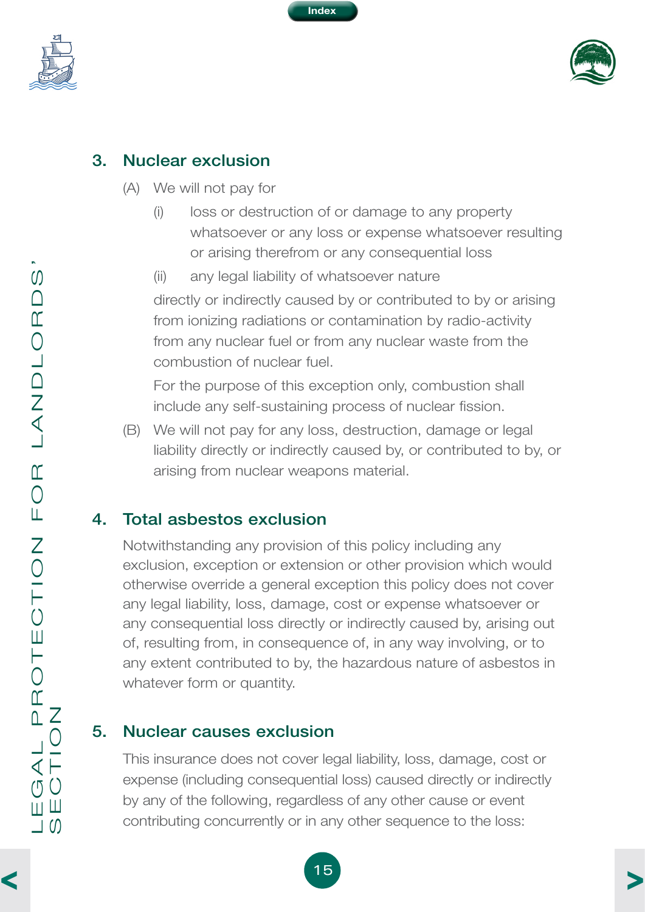## 3. Nuclear exclusion

(A) We will not pay for

(i) loss or destruction of or damage to any property whatsoever or any loss or expense whatsoever resulting or arising therefrom or any consequential loss

(ii) any legal liability of whatsoever nature

directly or indirectly caused by or contributed to by or arising from ionizing radiations or contamination by radio-activity from any nuclear fuel or from any nuclear waste from the combustion of nuclear fuel.

For the purpose of this exception only, combustion shall include any self-sustaining process of nuclear fission.

(B) We will not pay for any loss, destruction, damage or legal liability directly or indirectly caused by, or contributed to by, or arising from nuclear weapons material.

## 4. Total asbestos exclusion

Notwithstanding any provision of this policy including any exclusion, exception or extension or other provision which would otherwise override a general exception this policy does not cover any legal liability, loss, damage, cost or expense whatsoever or any consequential loss directly or indirectly caused by, arising out of, resulting from, in consequence of, in any way involving, or to any extent contributed to by, the hazardous nature of asbestos in whatever form or quantity.

## 5. Nuclear causes exclusion

This insurance does not cover legal liability, loss, damage, cost or expense (including consequential loss) caused directly or indirectly by any of the following, regardless of any other cause or event contributing concurrently or in any other sequence to the loss: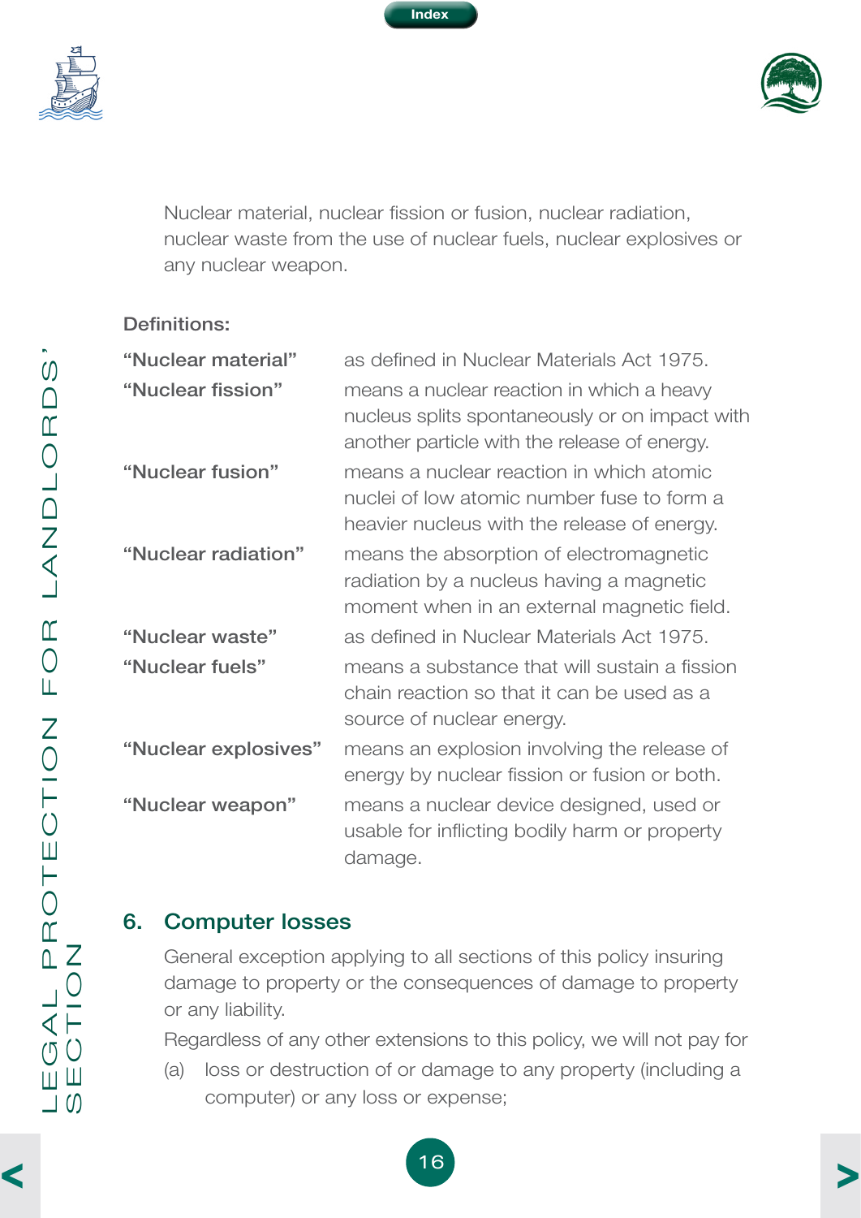Nuclear material, nuclear fission or fusion, nuclear radiation, nuclear waste from the use of nuclear fuels, nuclear explosives or any nuclear weapon.

**Definitions:**

| | |
|---|---|
| **"Nuclear material"** | as defined in Nuclear Materials Act 1975. |
| **"Nuclear fission"** | means a nuclear reaction in which a heavy nucleus splits spontaneously or on impact with another particle with the release of energy. |
| **"Nuclear fusion"** | means a nuclear reaction in which atomic nuclei of low atomic number fuse to form a heavier nucleus with the release of energy. |
| **"Nuclear radiation"** | means the absorption of electromagnetic radiation by a nucleus having a magnetic moment when in an external magnetic field. |
| **"Nuclear waste"** | as defined in Nuclear Materials Act 1975. |
| **"Nuclear fuels"** | means a substance that will sustain a fission chain reaction so that it can be used as a source of nuclear energy. |
| **"Nuclear explosives"** | means an explosion involving the release of energy by nuclear fission or fusion or both. |
| **"Nuclear weapon"** | means a nuclear device designed, used or usable for inflicting bodily harm or property damage. |

## 6. Computer losses

General exception applying to all sections of this policy insuring damage to property or the consequences of damage to property or any liability.

Regardless of any other extensions to this policy, we will not pay for

(a) loss or destruction of or damage to any property (including a computer) or any loss or expense;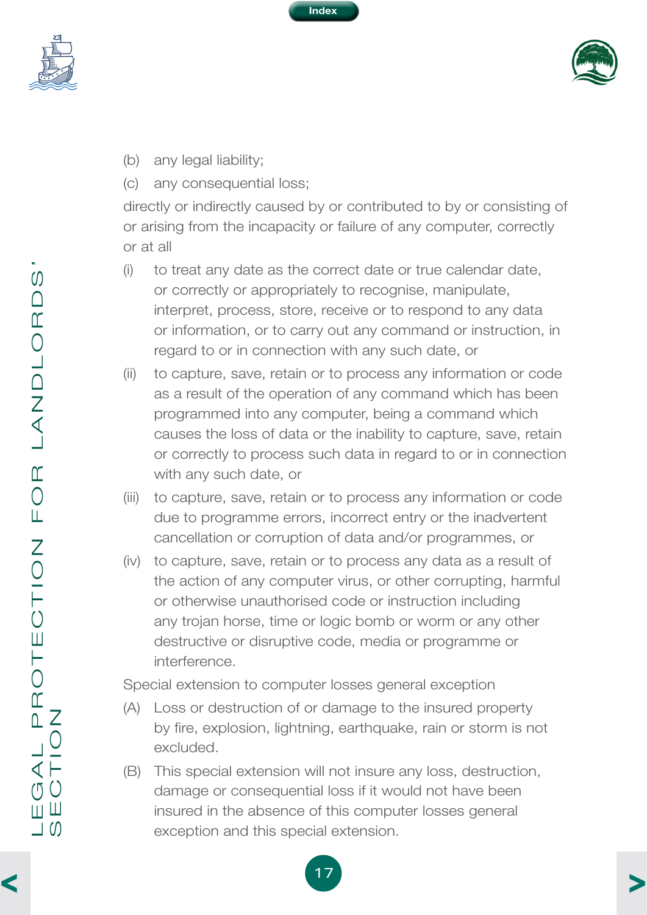(b) any legal liability;

(c) any consequential loss;

directly or indirectly caused by or contributed to by or consisting of or arising from the incapacity or failure of any computer, correctly or at all

(i) to treat any date as the correct date or true calendar date, or correctly or appropriately to recognise, manipulate, interpret, process, store, receive or to respond to any data or information, or to carry out any command or instruction, in regard to or in connection with any such date, or

(ii) to capture, save, retain or to process any information or code as a result of the operation of any command which has been programmed into any computer, being a command which causes the loss of data or the inability to capture, save, retain or correctly to process such data in regard to or in connection with any such date, or

(iii) to capture, save, retain or to process any information or code due to programme errors, incorrect entry or the inadvertent cancellation or corruption of data and/or programmes, or

(iv) to capture, save, retain or to process any data as a result of the action of any computer virus, or other corrupting, harmful or otherwise unauthorised code or instruction including any trojan horse, time or logic bomb or worm or any other destructive or disruptive code, media or programme or interference.

Special extension to computer losses general exception

(A) Loss or destruction of or damage to the insured property by fire, explosion, lightning, earthquake, rain or storm is not excluded.

(B) This special extension will not insure any loss, destruction, damage or consequential loss if it would not have been insured in the absence of this computer losses general exception and this special extension.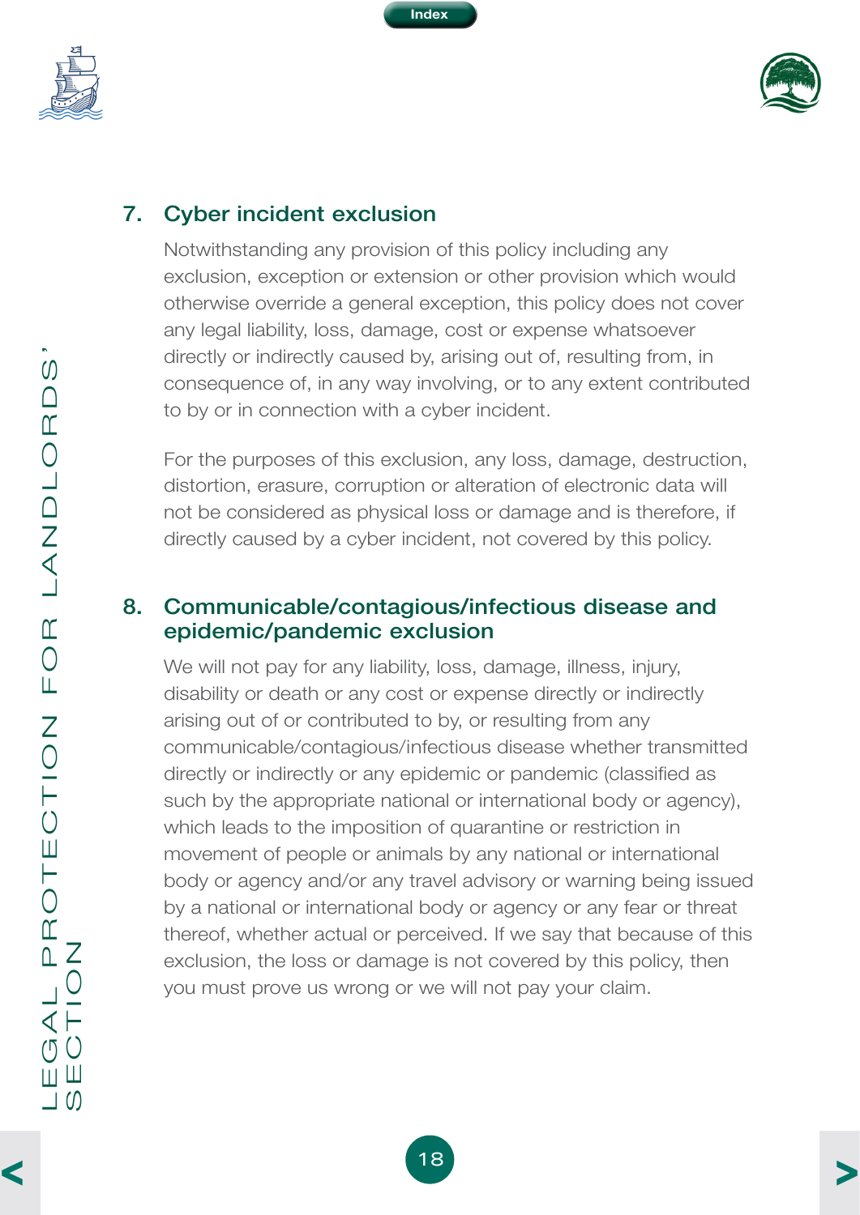## 7. Cyber incident exclusion

Notwithstanding any provision of this policy including any exclusion, exception or extension or other provision which would otherwise override a general exception, this policy does not cover any legal liability, loss, damage, cost or expense whatsoever directly or indirectly caused by, arising out of, resulting from, in consequence of, in any way involving, or to any extent contributed to by or in connection with a cyber incident.

For the purposes of this exclusion, any loss, damage, destruction, distortion, erasure, corruption or alteration of electronic data will not be considered as physical loss or damage and is therefore, if directly caused by a cyber incident, not covered by this policy.

## 8. Communicable/contagious/infectious disease and epidemic/pandemic exclusion

We will not pay for any liability, loss, damage, illness, injury, disability or death or any cost or expense directly or indirectly arising out of or contributed to by, or resulting from any communicable/contagious/infectious disease whether transmitted directly or indirectly or any epidemic or pandemic (classified as such by the appropriate national or international body or agency), which leads to the imposition of quarantine or restriction in movement of people or animals by any national or international body or agency and/or any travel advisory or warning being issued by a national or international body or agency or any fear or threat thereof, whether actual or perceived. If we say that because of this exclusion, the loss or damage is not covered by this policy, then you must prove us wrong or we will not pay your claim.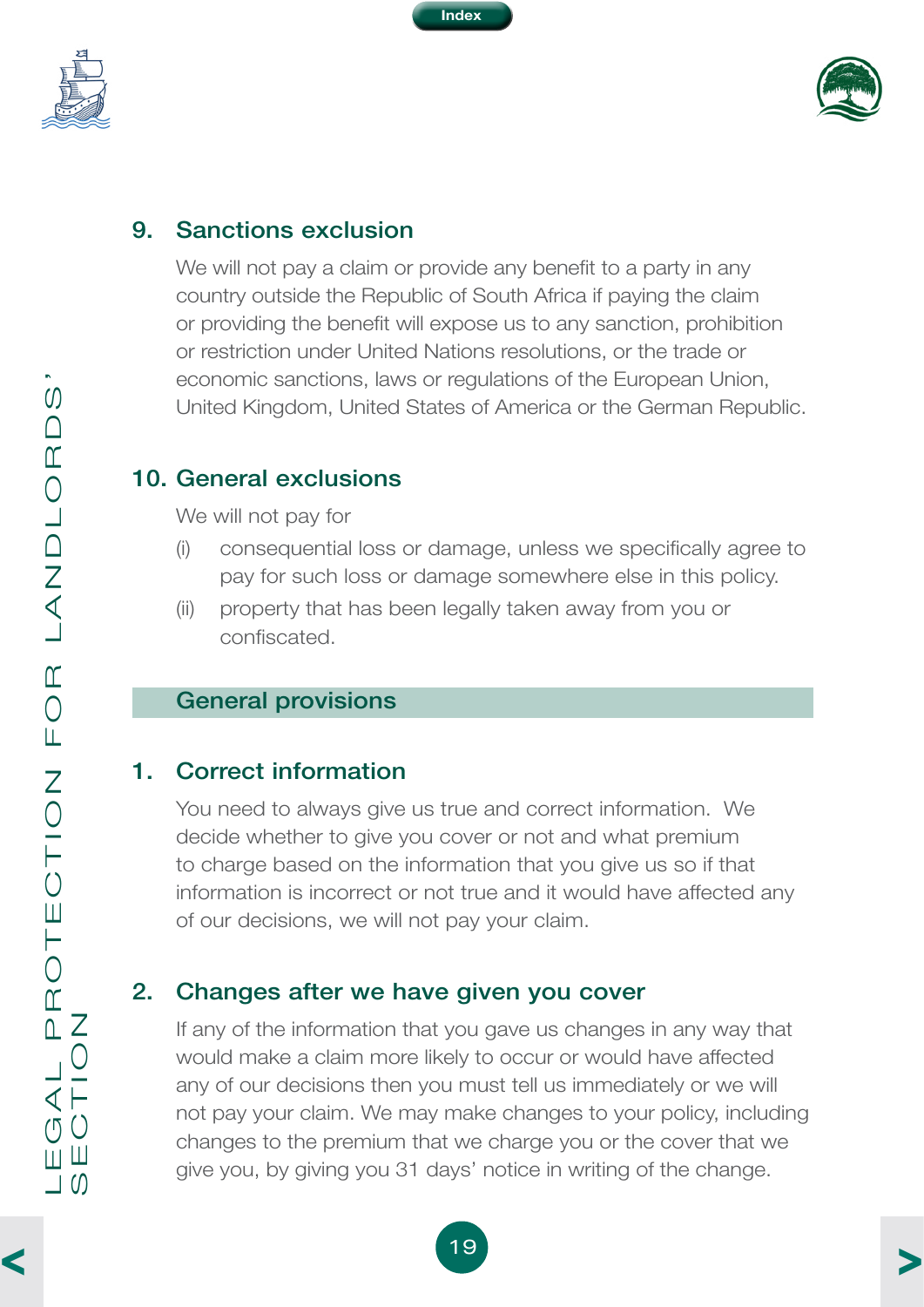## 9. Sanctions exclusion

We will not pay a claim or provide any benefit to a party in any country outside the Republic of South Africa if paying the claim or providing the benefit will expose us to any sanction, prohibition or restriction under United Nations resolutions, or the trade or economic sanctions, laws or regulations of the European Union, United Kingdom, United States of America or the German Republic.

## 10. General exclusions

We will not pay for

(i) consequential loss or damage, unless we specifically agree to pay for such loss or damage somewhere else in this policy.

(ii) property that has been legally taken away from you or confiscated.

# General provisions

## 1. Correct information

You need to always give us true and correct information. We decide whether to give you cover or not and what premium to charge based on the information that you give us so if that information is incorrect or not true and it would have affected any of our decisions, we will not pay your claim.

## 2. Changes after we have given you cover

If any of the information that you gave us changes in any way that would make a claim more likely to occur or would have affected any of our decisions then you must tell us immediately or we will not pay your claim. We may make changes to your policy, including changes to the premium that we charge you or the cover that we give you, by giving you 31 days' notice in writing of the change.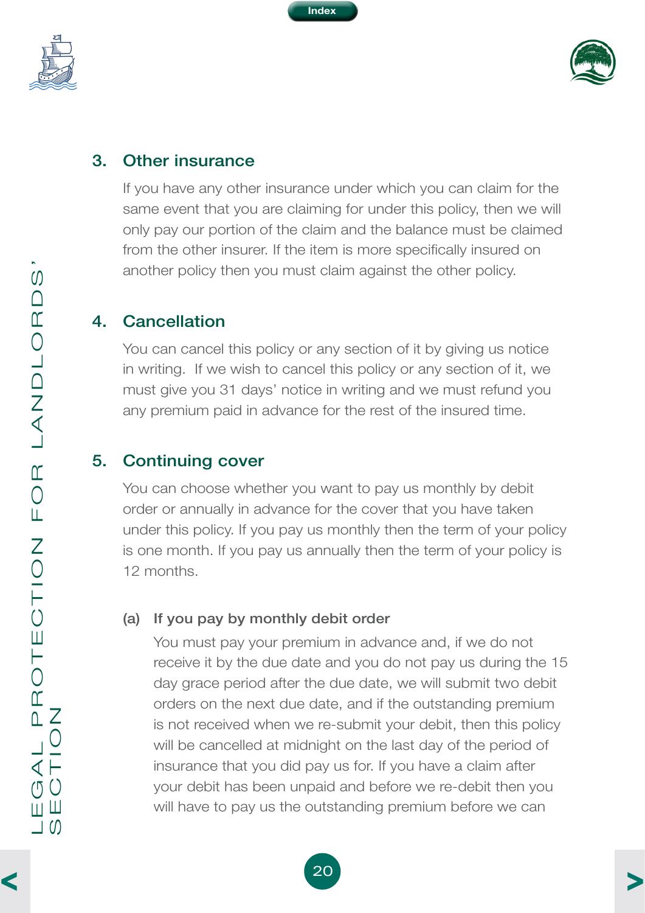## 3. Other insurance

If you have any other insurance under which you can claim for the same event that you are claiming for under this policy, then we will only pay our portion of the claim and the balance must be claimed from the other insurer. If the item is more specifically insured on another policy then you must claim against the other policy.

## 4. Cancellation

You can cancel this policy or any section of it by giving us notice in writing. If we wish to cancel this policy or any section of it, we must give you 31 days' notice in writing and we must refund you any premium paid in advance for the rest of the insured time.

## 5. Continuing cover

You can choose whether you want to pay us monthly by debit order or annually in advance for the cover that you have taken under this policy. If you pay us monthly then the term of your policy is one month. If you pay us annually then the term of your policy is 12 months.

**(a) If you pay by monthly debit order**

You must pay your premium in advance and, if we do not receive it by the due date and you do not pay us during the 15 day grace period after the due date, we will submit two debit orders on the next due date, and if the outstanding premium is not received when we re-submit your debit, then this policy will be cancelled at midnight on the last day of the period of insurance that you did pay us for. If you have a claim after your debit has been unpaid and before we re-debit then you will have to pay us the outstanding premium before we can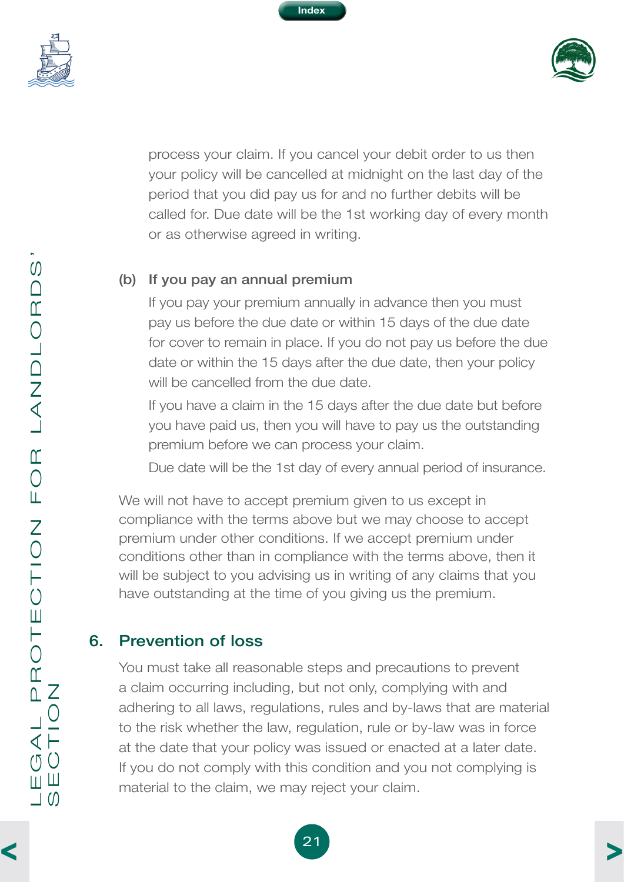process your claim. If you cancel your debit order to us then your policy will be cancelled at midnight on the last day of the period that you did pay us for and no further debits will be called for. Due date will be the 1st working day of every month or as otherwise agreed in writing.

**(b) If you pay an annual premium**

If you pay your premium annually in advance then you must pay us before the due date or within 15 days of the due date for cover to remain in place. If you do not pay us before the due date or within the 15 days after the due date, then your policy will be cancelled from the due date.

If you have a claim in the 15 days after the due date but before you have paid us, then you will have to pay us the outstanding premium before we can process your claim.

Due date will be the 1st day of every annual period of insurance.

We will not have to accept premium given to us except in compliance with the terms above but we may choose to accept premium under other conditions. If we accept premium under conditions other than in compliance with the terms above, then it will be subject to you advising us in writing of any claims that you have outstanding at the time of you giving us the premium.

## 6. Prevention of loss

You must take all reasonable steps and precautions to prevent a claim occurring including, but not only, complying with and adhering to all laws, regulations, rules and by-laws that are material to the risk whether the law, regulation, rule or by-law was in force at the date that your policy was issued or enacted at a later date. If you do not comply with this condition and you not complying is material to the claim, we may reject your claim.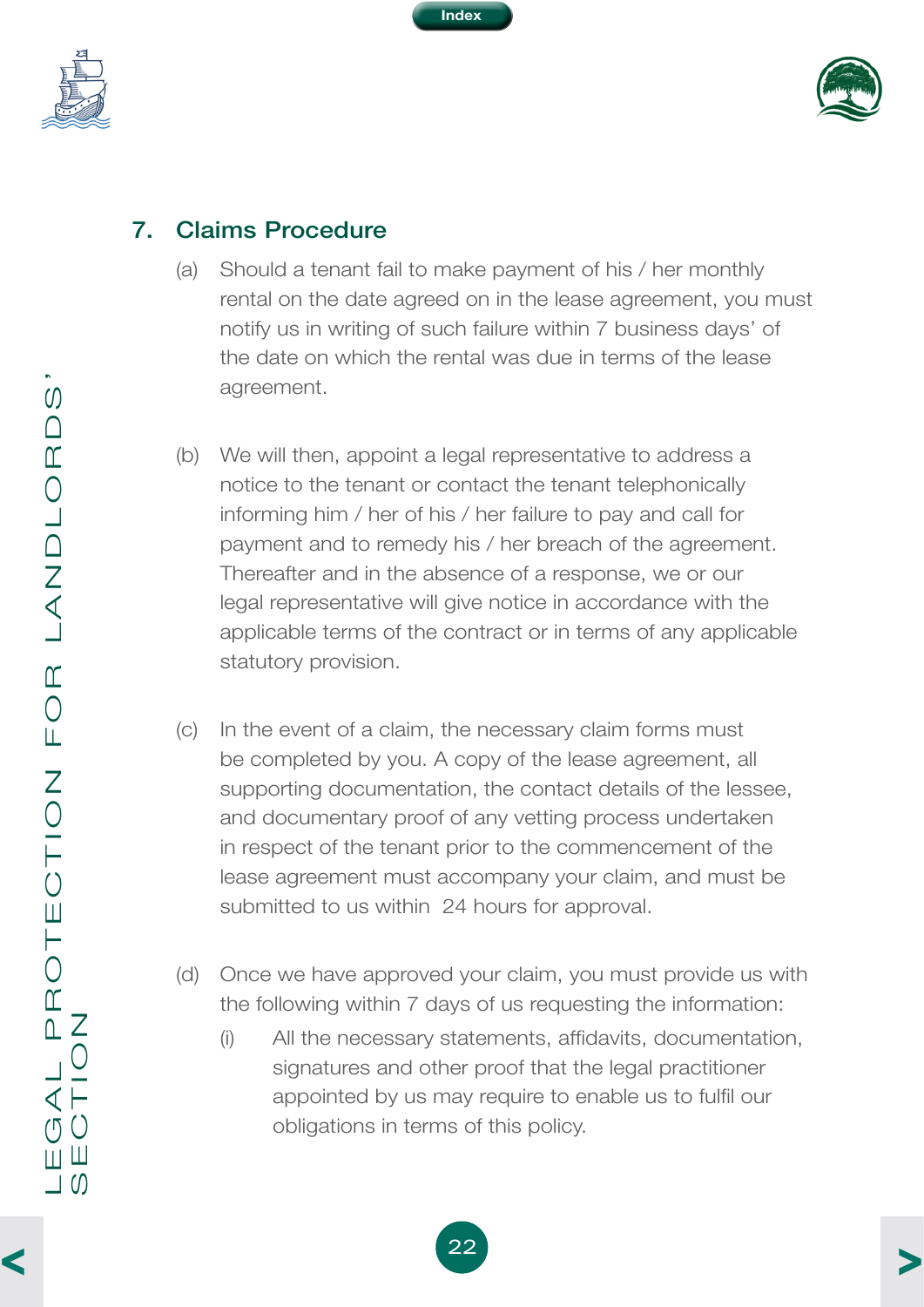## 7. Claims Procedure

(a) Should a tenant fail to make payment of his / her monthly rental on the date agreed on in the lease agreement, you must notify us in writing of such failure within 7 business days' of the date on which the rental was due in terms of the lease agreement.

(b) We will then, appoint a legal representative to address a notice to the tenant or contact the tenant telephonically informing him / her of his / her failure to pay and call for payment and to remedy his / her breach of the agreement. Thereafter and in the absence of a response, we or our legal representative will give notice in accordance with the applicable terms of the contract or in terms of any applicable statutory provision.

(c) In the event of a claim, the necessary claim forms must be completed by you. A copy of the lease agreement, all supporting documentation, the contact details of the lessee, and documentary proof of any vetting process undertaken in respect of the tenant prior to the commencement of the lease agreement must accompany your claim, and must be submitted to us within 24 hours for approval.

(d) Once we have approved your claim, you must provide us with the following within 7 days of us requesting the information:

   (i) All the necessary statements, affidavits, documentation, signatures and other proof that the legal practitioner appointed by us may require to enable us to fulfil our obligations in terms of this policy.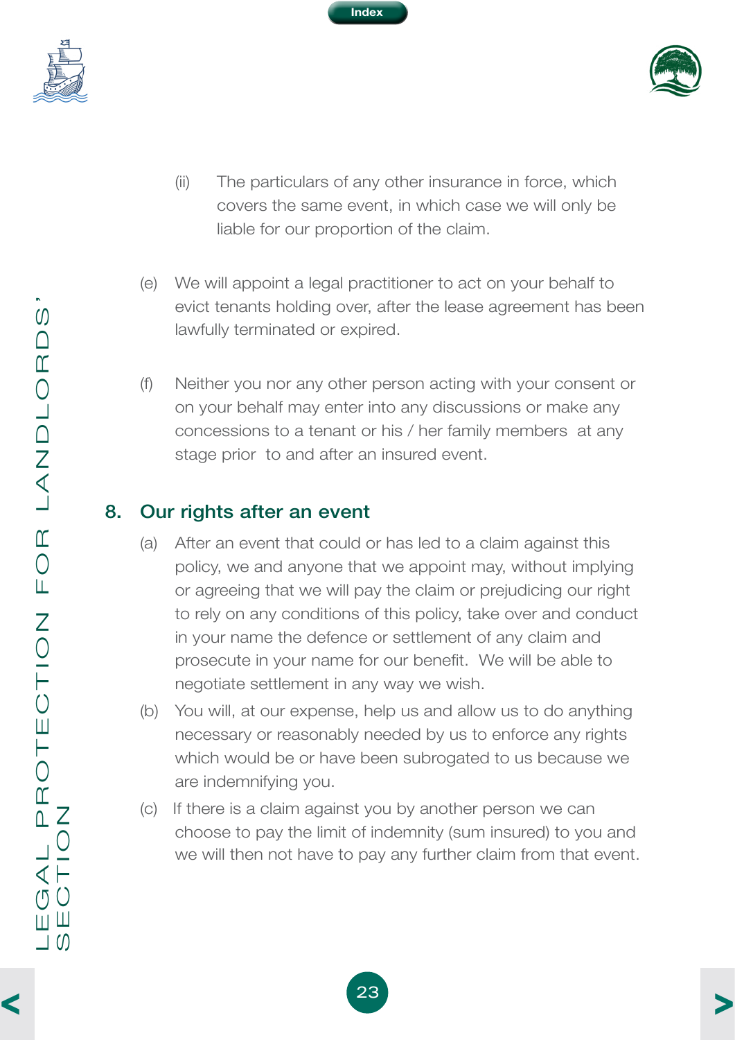(ii) The particulars of any other insurance in force, which covers the same event, in which case we will only be liable for our proportion of the claim.

(e) We will appoint a legal practitioner to act on your behalf to evict tenants holding over, after the lease agreement has been lawfully terminated or expired.

(f) Neither you nor any other person acting with your consent or on your behalf may enter into any discussions or make any concessions to a tenant or his / her family members at any stage prior to and after an insured event.

## 8. Our rights after an event

(a) After an event that could or has led to a claim against this policy, we and anyone that we appoint may, without implying or agreeing that we will pay the claim or prejudicing our right to rely on any conditions of this policy, take over and conduct in your name the defence or settlement of any claim and prosecute in your name for our benefit. We will be able to negotiate settlement in any way we wish.

(b) You will, at our expense, help us and allow us to do anything necessary or reasonably needed by us to enforce any rights which would be or have been subrogated to us because we are indemnifying you.

(c) If there is a claim against you by another person we can choose to pay the limit of indemnity (sum insured) to you and we will then not have to pay any further claim from that event.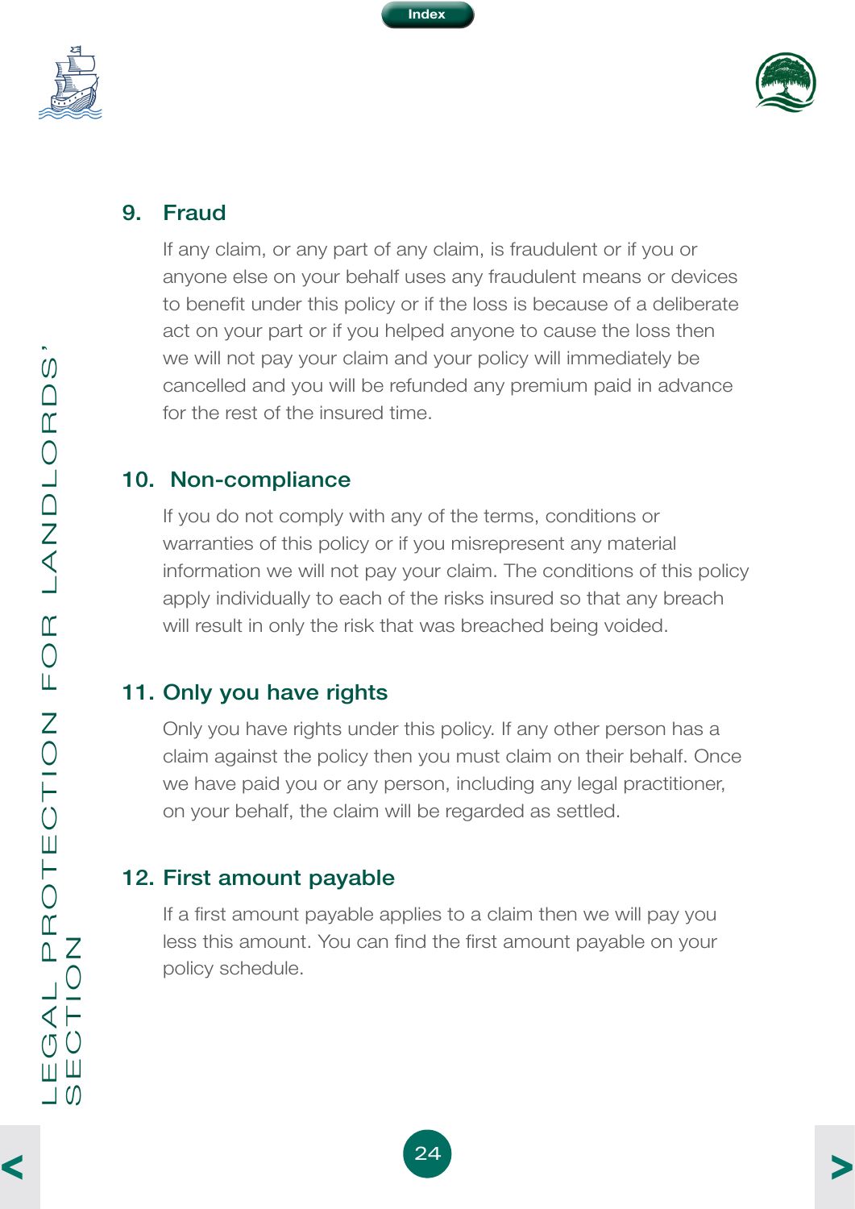## 9. Fraud

If any claim, or any part of any claim, is fraudulent or if you or anyone else on your behalf uses any fraudulent means or devices to benefit under this policy or if the loss is because of a deliberate act on your part or if you helped anyone to cause the loss then we will not pay your claim and your policy will immediately be cancelled and you will be refunded any premium paid in advance for the rest of the insured time.

## 10. Non-compliance

If you do not comply with any of the terms, conditions or warranties of this policy or if you misrepresent any material information we will not pay your claim. The conditions of this policy apply individually to each of the risks insured so that any breach will result in only the risk that was breached being voided.

## 11. Only you have rights

Only you have rights under this policy. If any other person has a claim against the policy then you must claim on their behalf. Once we have paid you or any person, including any legal practitioner, on your behalf, the claim will be regarded as settled.

## 12. First amount payable

If a first amount payable applies to a claim then we will pay you less this amount. You can find the first amount payable on your policy schedule.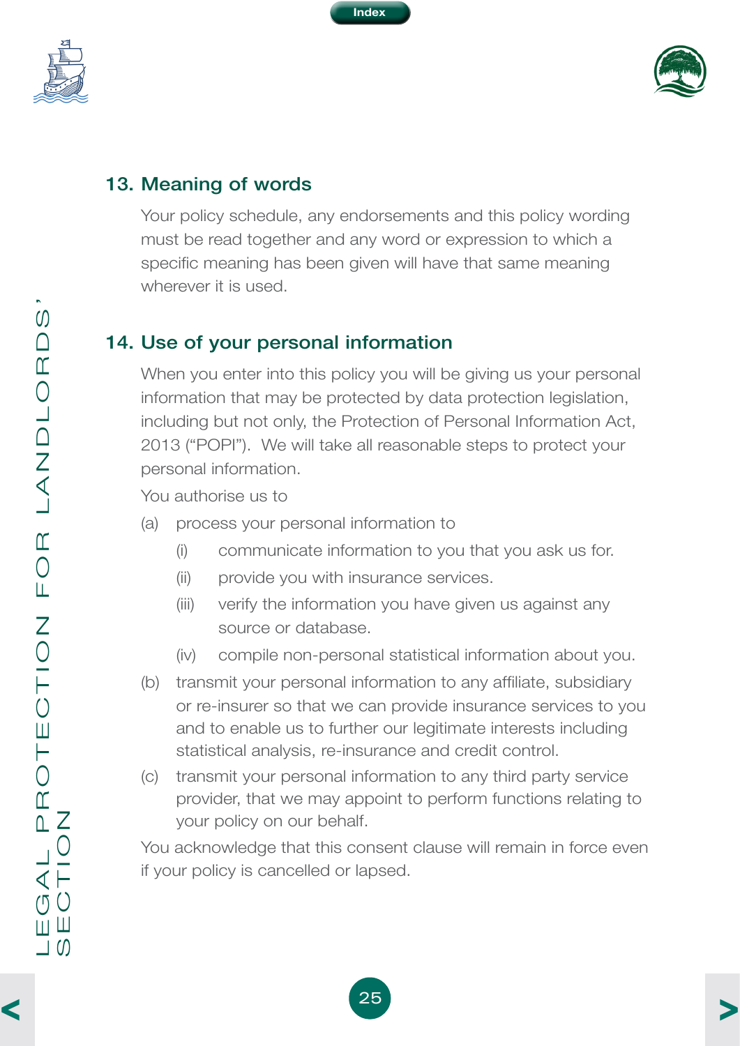## 13. Meaning of words

Your policy schedule, any endorsements and this policy wording must be read together and any word or expression to which a specific meaning has been given will have that same meaning wherever it is used.

## 14. Use of your personal information

When you enter into this policy you will be giving us your personal information that may be protected by data protection legislation, including but not only, the Protection of Personal Information Act, 2013 ("POPI"). We will take all reasonable steps to protect your personal information.

You authorise us to

(a) process your personal information to

  (i) communicate information to you that you ask us for.

  (ii) provide you with insurance services.

  (iii) verify the information you have given us against any source or database.

  (iv) compile non-personal statistical information about you.

(b) transmit your personal information to any affiliate, subsidiary or re-insurer so that we can provide insurance services to you and to enable us to further our legitimate interests including statistical analysis, re-insurance and credit control.

(c) transmit your personal information to any third party service provider, that we may appoint to perform functions relating to your policy on our behalf.

You acknowledge that this consent clause will remain in force even if your policy is cancelled or lapsed.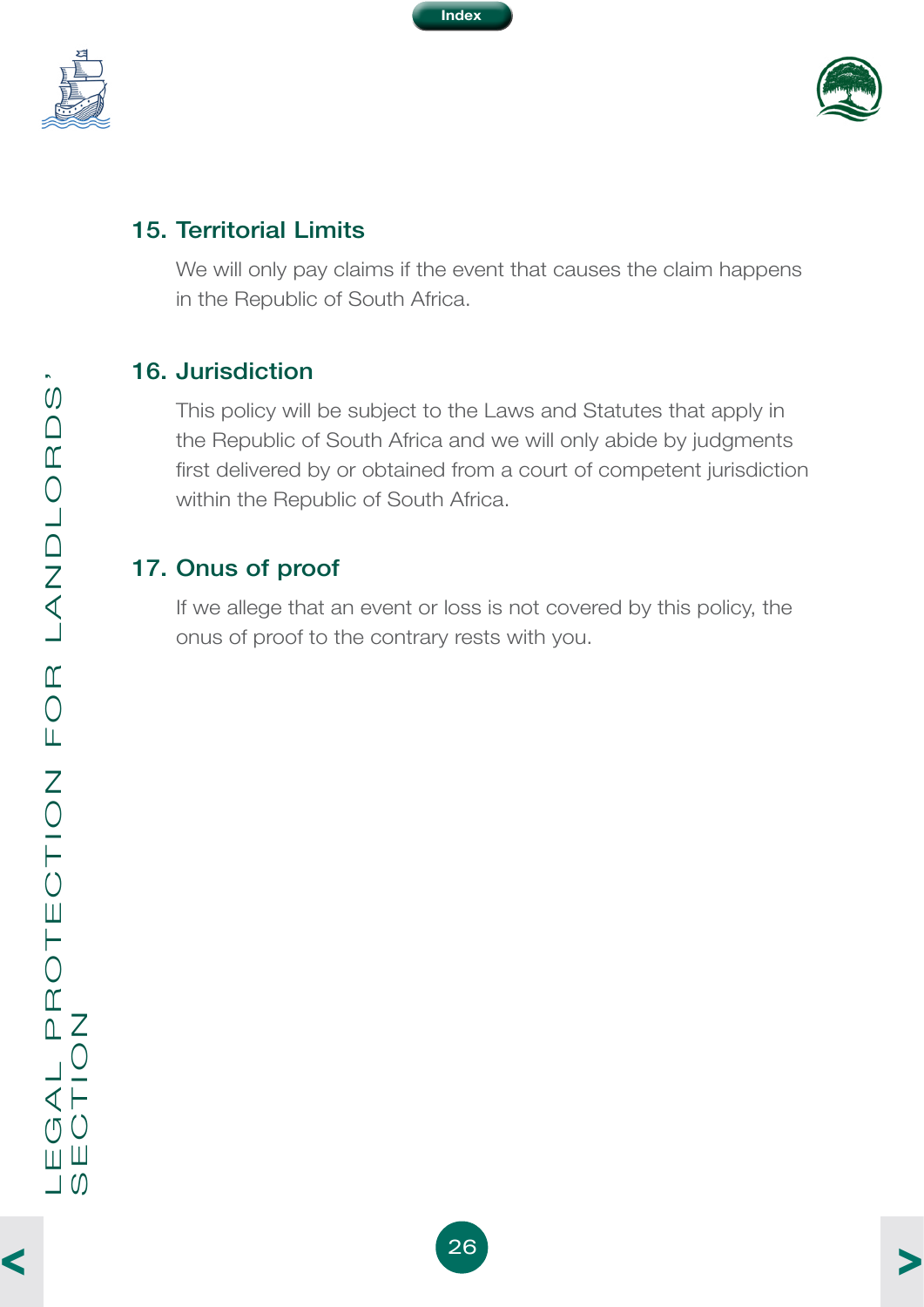## 15. Territorial Limits

We will only pay claims if the event that causes the claim happens in the Republic of South Africa.

## 16. Jurisdiction

This policy will be subject to the Laws and Statutes that apply in the Republic of South Africa and we will only abide by judgments first delivered by or obtained from a court of competent jurisdiction within the Republic of South Africa.

## 17. Onus of proof

If we allege that an event or loss is not covered by this policy, the onus of proof to the contrary rests with you.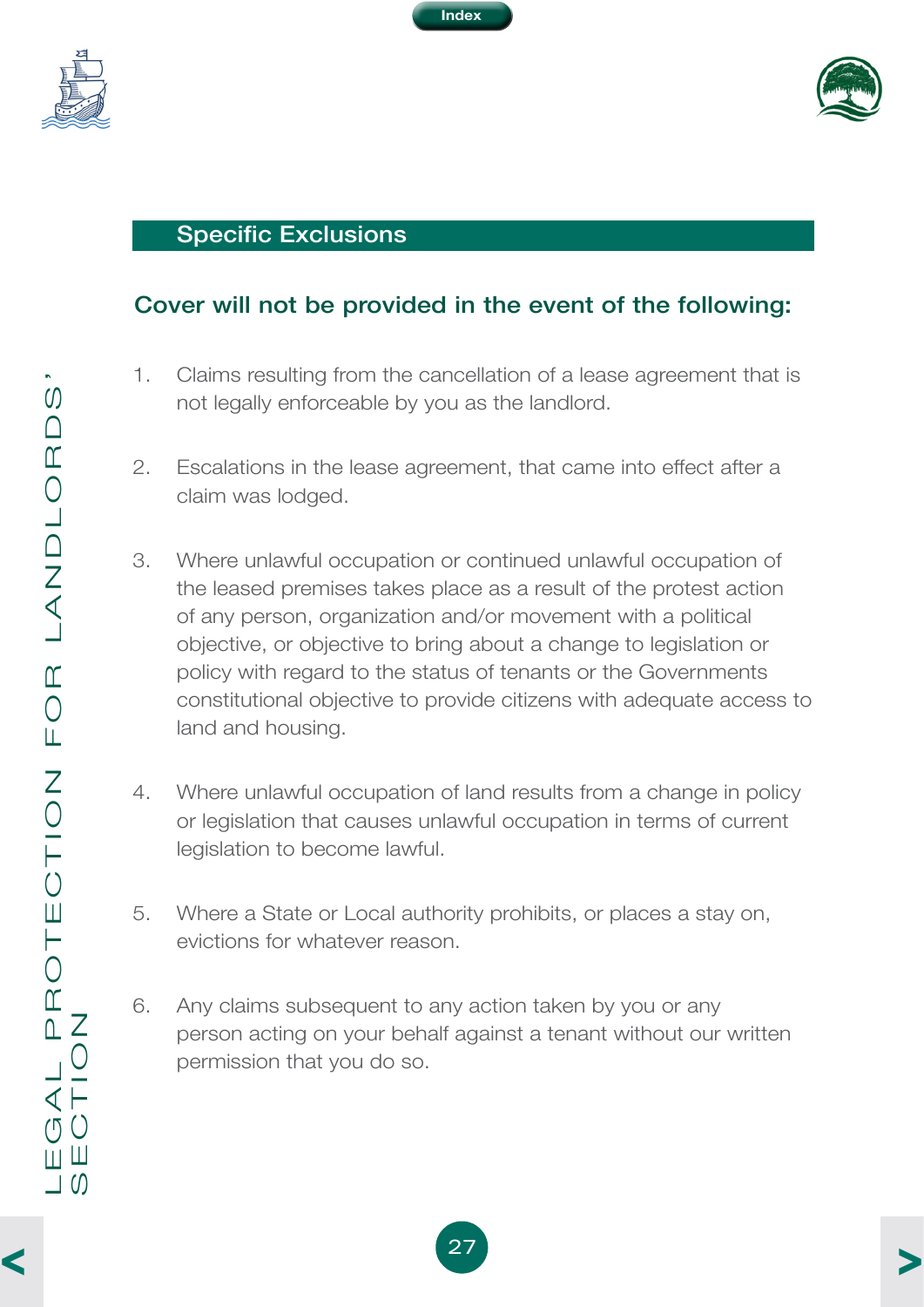## Specific Exclusions

### Cover will not be provided in the event of the following:

1. Claims resulting from the cancellation of a lease agreement that is not legally enforceable by you as the landlord.

2. Escalations in the lease agreement, that came into effect after a claim was lodged.

3. Where unlawful occupation or continued unlawful occupation of the leased premises takes place as a result of the protest action of any person, organization and/or movement with a political objective, or objective to bring about a change to legislation or policy with regard to the status of tenants or the Governments constitutional objective to provide citizens with adequate access to land and housing.

4. Where unlawful occupation of land results from a change in policy or legislation that causes unlawful occupation in terms of current legislation to become lawful.

5. Where a State or Local authority prohibits, or places a stay on, evictions for whatever reason.

6. Any claims subsequent to any action taken by you or any person acting on your behalf against a tenant without our written permission that you do so.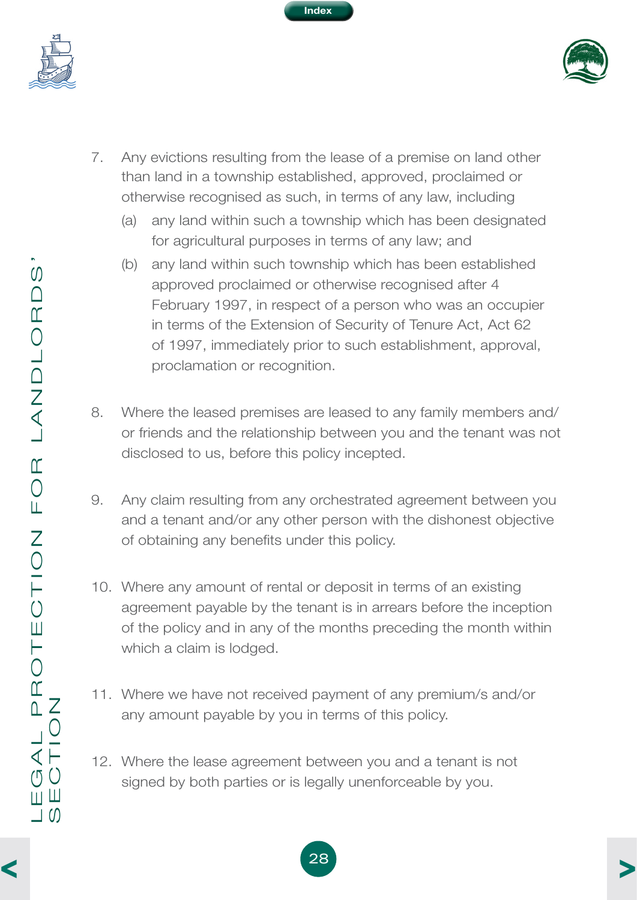7. Any evictions resulting from the lease of a premise on land other than land in a township established, approved, proclaimed or otherwise recognised as such, in terms of any law, including
   (a) any land within such a township which has been designated for agricultural purposes in terms of any law; and
   (b) any land within such township which has been established approved proclaimed or otherwise recognised after 4 February 1997, in respect of a person who was an occupier in terms of the Extension of Security of Tenure Act, Act 62 of 1997, immediately prior to such establishment, approval, proclamation or recognition.

8. Where the leased premises are leased to any family members and/or friends and the relationship between you and the tenant was not disclosed to us, before this policy incepted.

9. Any claim resulting from any orchestrated agreement between you and a tenant and/or any other person with the dishonest objective of obtaining any benefits under this policy.

10. Where any amount of rental or deposit in terms of an existing agreement payable by the tenant is in arrears before the inception of the policy and in any of the months preceding the month within which a claim is lodged.

11. Where we have not received payment of any premium/s and/or any amount payable by you in terms of this policy.

12. Where the lease agreement between you and a tenant is not signed by both parties or is legally unenforceable by you.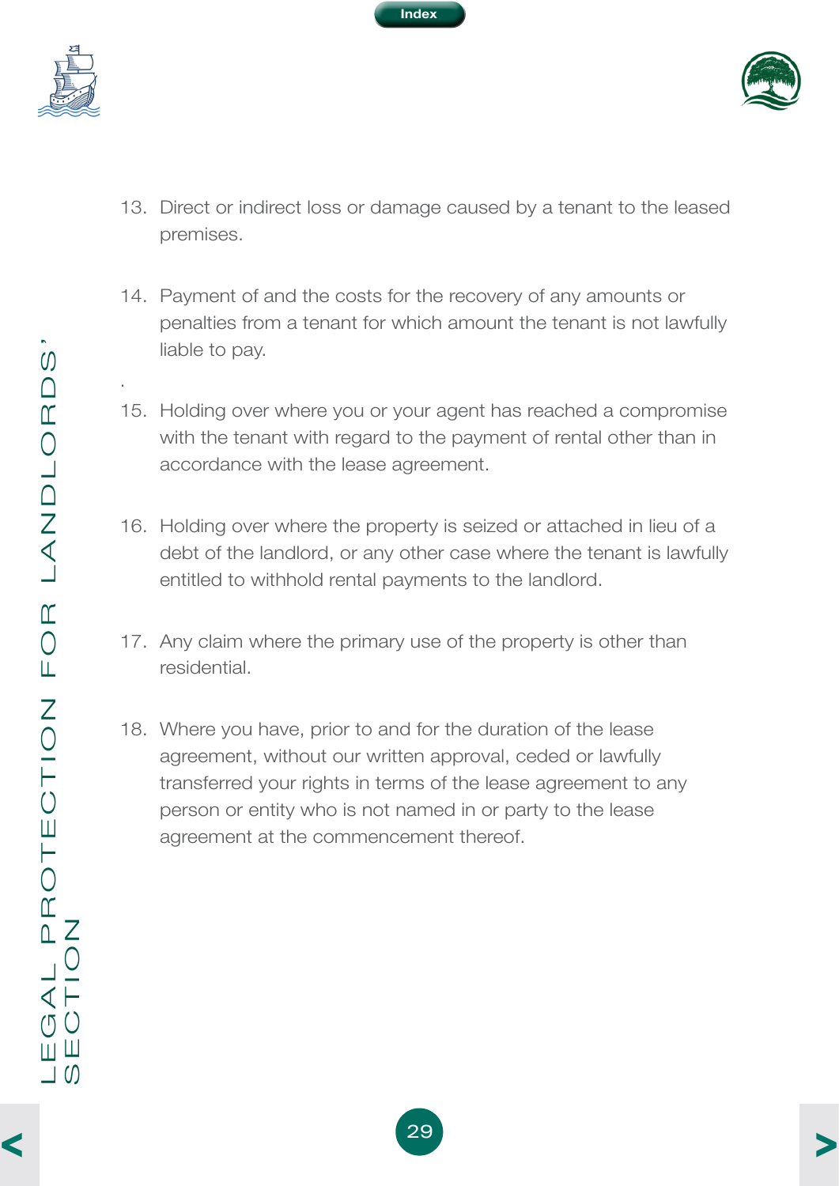13. Direct or indirect loss or damage caused by a tenant to the leased premises.

14. Payment of and the costs for the recovery of any amounts or penalties from a tenant for which amount the tenant is not lawfully liable to pay.

15. Holding over where you or your agent has reached a compromise with the tenant with regard to the payment of rental other than in accordance with the lease agreement.

16. Holding over where the property is seized or attached in lieu of a debt of the landlord, or any other case where the tenant is lawfully entitled to withhold rental payments to the landlord.

17. Any claim where the primary use of the property is other than residential.

18. Where you have, prior to and for the duration of the lease agreement, without our written approval, ceded or lawfully transferred your rights in terms of the lease agreement to any person or entity who is not named in or party to the lease agreement at the commencement thereof.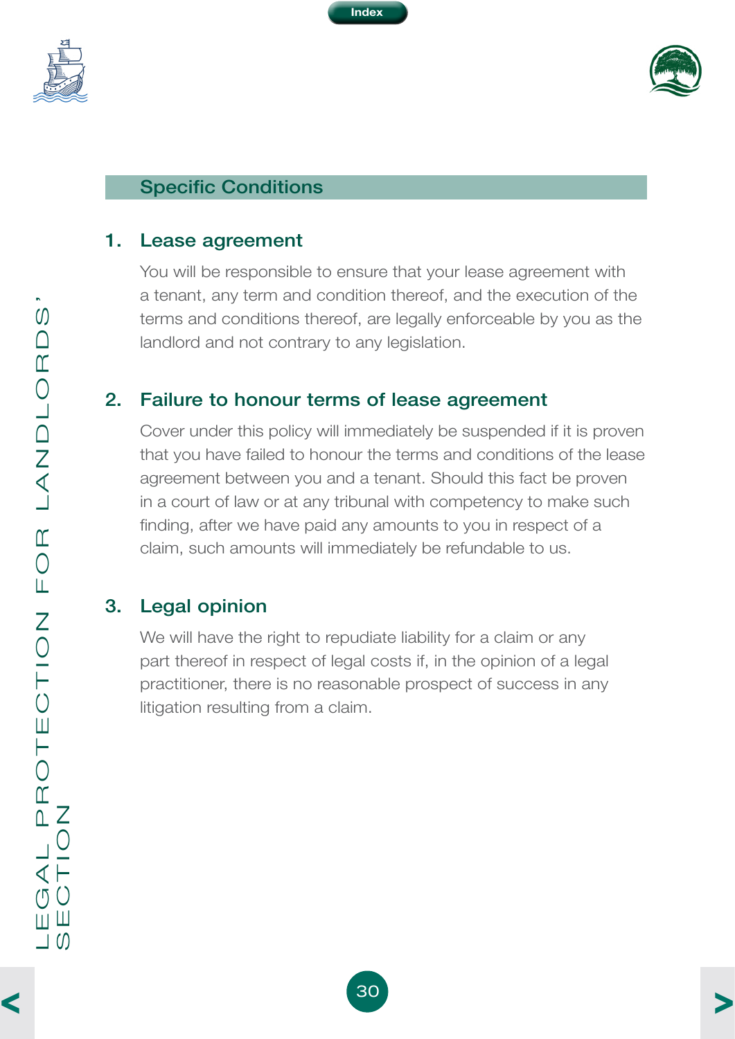## Specific Conditions

### 1. Lease agreement

You will be responsible to ensure that your lease agreement with a tenant, any term and condition thereof, and the execution of the terms and conditions thereof, are legally enforceable by you as the landlord and not contrary to any legislation.

### 2. Failure to honour terms of lease agreement

Cover under this policy will immediately be suspended if it is proven that you have failed to honour the terms and conditions of the lease agreement between you and a tenant. Should this fact be proven in a court of law or at any tribunal with competency to make such finding, after we have paid any amounts to you in respect of a claim, such amounts will immediately be refundable to us.

### 3. Legal opinion

We will have the right to repudiate liability for a claim or any part thereof in respect of legal costs if, in the opinion of a legal practitioner, there is no reasonable prospect of success in any litigation resulting from a claim.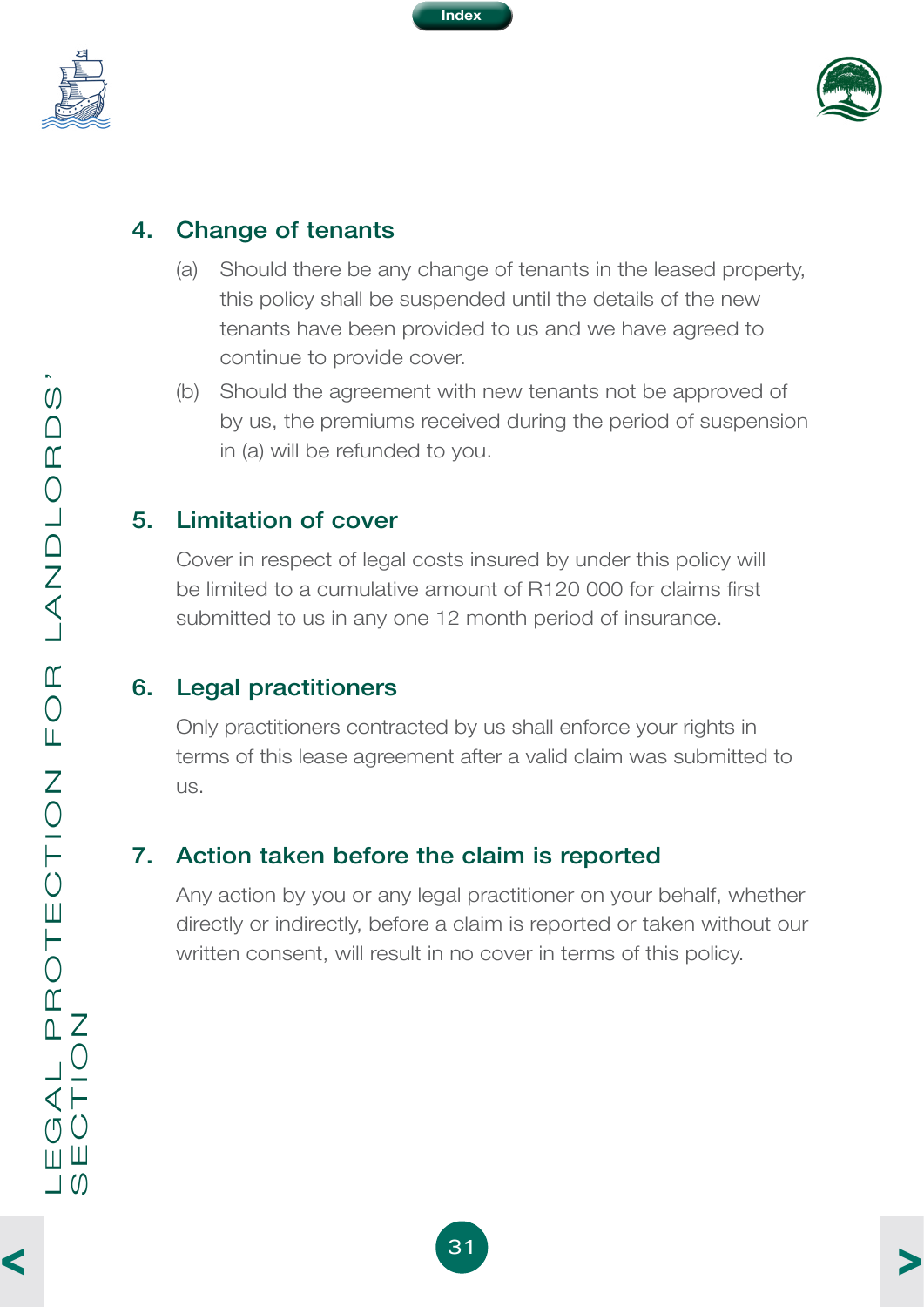## 4. Change of tenants

(a) Should there be any change of tenants in the leased property, this policy shall be suspended until the details of the new tenants have been provided to us and we have agreed to continue to provide cover.

(b) Should the agreement with new tenants not be approved of by us, the premiums received during the period of suspension in (a) will be refunded to you.

## 5. Limitation of cover

Cover in respect of legal costs insured by under this policy will be limited to a cumulative amount of R120 000 for claims first submitted to us in any one 12 month period of insurance.

## 6. Legal practitioners

Only practitioners contracted by us shall enforce your rights in terms of this lease agreement after a valid claim was submitted to us.

## 7. Action taken before the claim is reported

Any action by you or any legal practitioner on your behalf, whether directly or indirectly, before a claim is reported or taken without our written consent, will result in no cover in terms of this policy.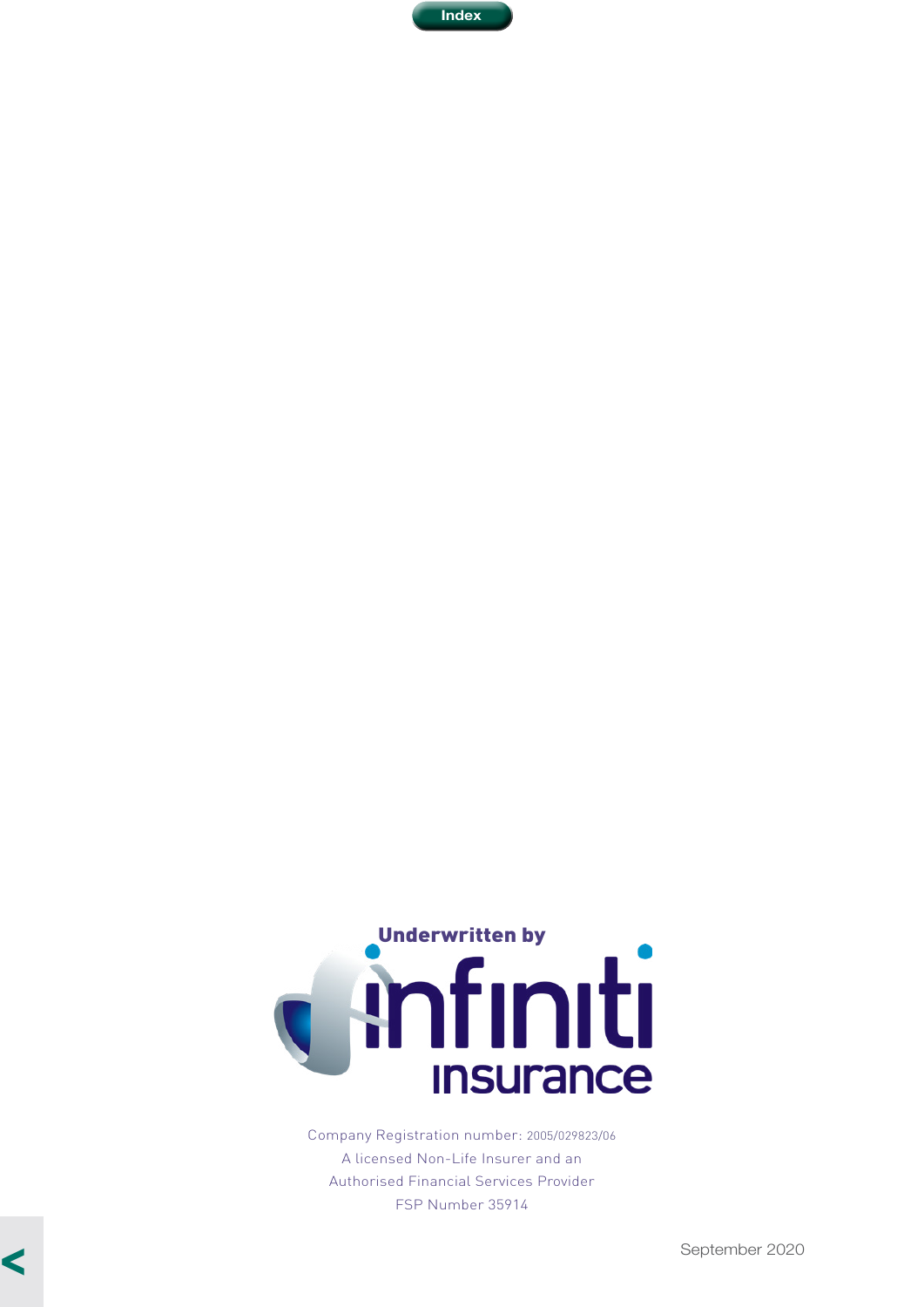Underwritten by

infiniti insurance

Company Registration number: 2005/029823/06

A licensed Non-Life Insurer and an

Authorised Financial Services Provider

FSP Number 35914

September 2020